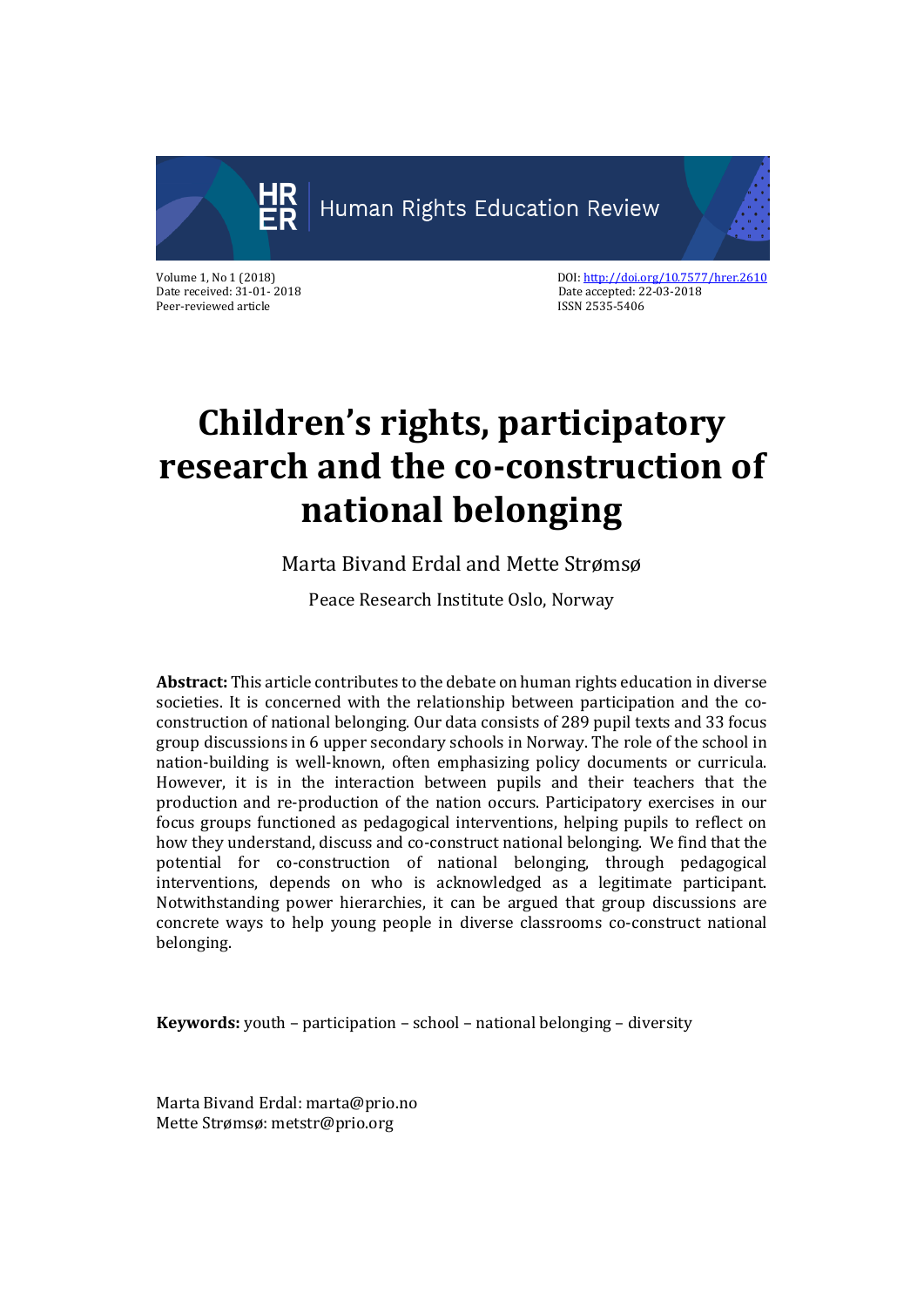Volume 1, No 1 (2018)
Date received: 31-01- 2018
Peer-reviewed article

DOI: http://doi.org/10.7577/hrer.2610
Date accepted: 22-03-2018
ISSN 2535-5406

# Children's rights, participatory research and the co-construction of national belonging

Marta Bivand Erdal and Mette Strømsø

Peace Research Institute Oslo, Norway

**Abstract:** This article contributes to the debate on human rights education in diverse societies. It is concerned with the relationship between participation and the co-construction of national belonging. Our data consists of 289 pupil texts and 33 focus group discussions in 6 upper secondary schools in Norway. The role of the school in nation-building is well-known, often emphasizing policy documents or curricula. However, it is in the interaction between pupils and their teachers that the production and re-production of the nation occurs. Participatory exercises in our focus groups functioned as pedagogical interventions, helping pupils to reflect on how they understand, discuss and co-construct national belonging. We find that the potential for co-construction of national belonging, through pedagogical interventions, depends on who is acknowledged as a legitimate participant. Notwithstanding power hierarchies, it can be argued that group discussions are concrete ways to help young people in diverse classrooms co-construct national belonging.

**Keywords:** youth – participation – school – national belonging – diversity

Marta Bivand Erdal: marta@prio.no
Mette Strømsø: metstr@prio.org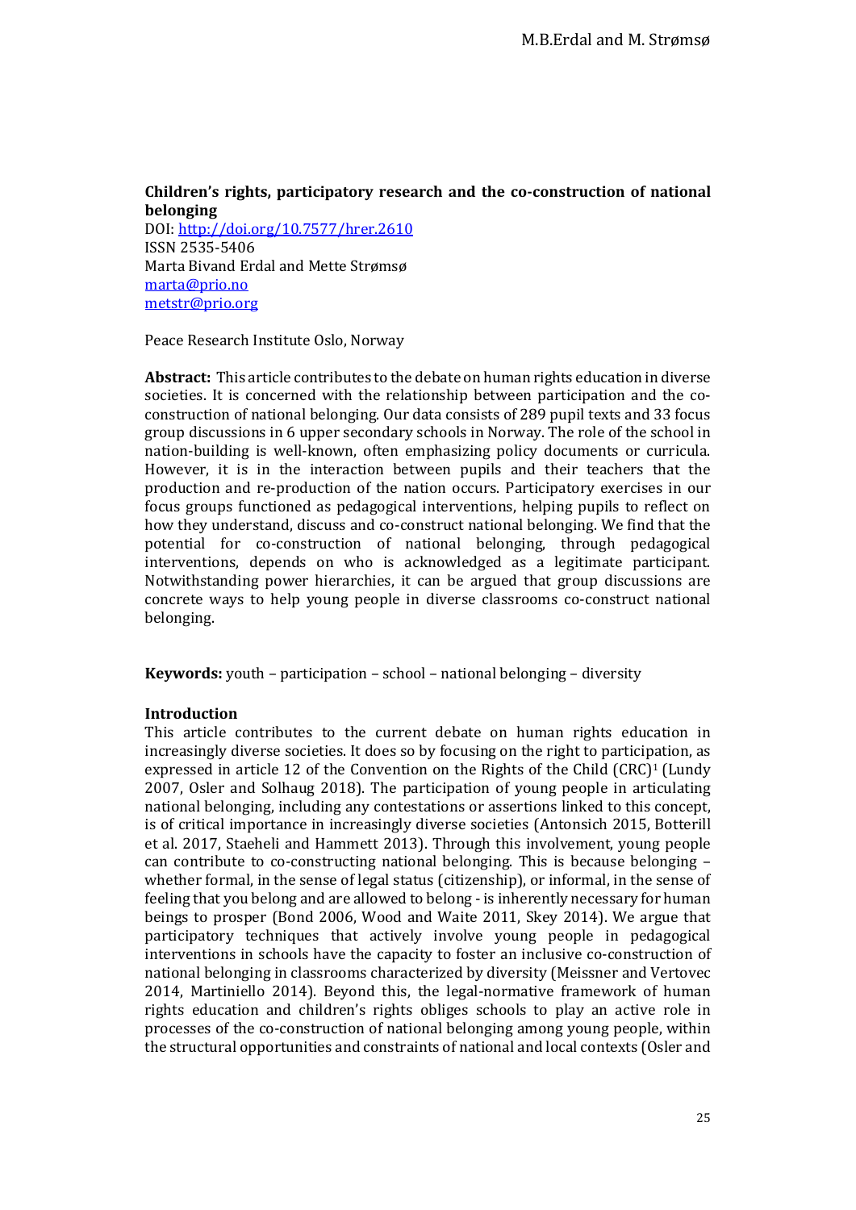**Children's rights, participatory research and the co-construction of national belonging**

DOI: http://doi.org/10.7577/hrer.2610

ISSN 2535-5406

Marta Bivand Erdal and Mette Strømsø

marta@prio.no

metstr@prio.org

Peace Research Institute Oslo, Norway

**Abstract:** This article contributes to the debate on human rights education in diverse societies. It is concerned with the relationship between participation and the co-construction of national belonging. Our data consists of 289 pupil texts and 33 focus group discussions in 6 upper secondary schools in Norway. The role of the school in nation-building is well-known, often emphasizing policy documents or curricula. However, it is in the interaction between pupils and their teachers that the production and re-production of the nation occurs. Participatory exercises in our focus groups functioned as pedagogical interventions, helping pupils to reflect on how they understand, discuss and co-construct national belonging. We find that the potential for co-construction of national belonging, through pedagogical interventions, depends on who is acknowledged as a legitimate participant. Notwithstanding power hierarchies, it can be argued that group discussions are concrete ways to help young people in diverse classrooms co-construct national belonging.

**Keywords:** youth – participation – school – national belonging – diversity

**Introduction**

This article contributes to the current debate on human rights education in increasingly diverse societies. It does so by focusing on the right to participation, as expressed in article 12 of the Convention on the Rights of the Child (CRC)[1] (Lundy 2007, Osler and Solhaug 2018). The participation of young people in articulating national belonging, including any contestations or assertions linked to this concept, is of critical importance in increasingly diverse societies (Antonsich 2015, Botterill et al. 2017, Staeheli and Hammett 2013). Through this involvement, young people can contribute to co-constructing national belonging. This is because belonging – whether formal, in the sense of legal status (citizenship), or informal, in the sense of feeling that you belong and are allowed to belong - is inherently necessary for human beings to prosper (Bond 2006, Wood and Waite 2011, Skey 2014). We argue that participatory techniques that actively involve young people in pedagogical interventions in schools have the capacity to foster an inclusive co-construction of national belonging in classrooms characterized by diversity (Meissner and Vertovec 2014, Martiniello 2014). Beyond this, the legal-normative framework of human rights education and children's rights obliges schools to play an active role in processes of the co-construction of national belonging among young people, within the structural opportunities and constraints of national and local contexts (Osler and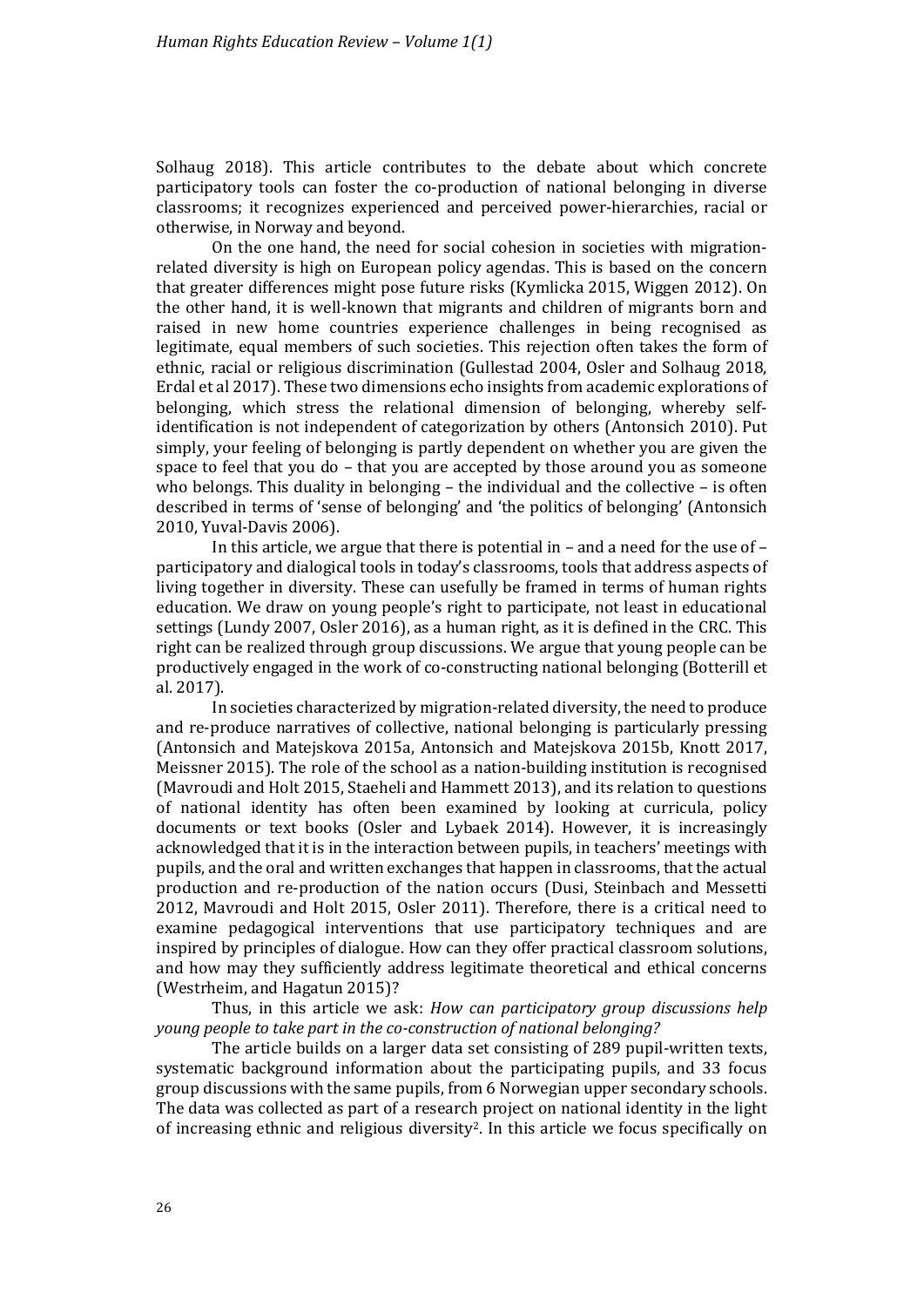Solhaug 2018). This article contributes to the debate about which concrete participatory tools can foster the co-production of national belonging in diverse classrooms; it recognizes experienced and perceived power-hierarchies, racial or otherwise, in Norway and beyond.

On the one hand, the need for social cohesion in societies with migration-related diversity is high on European policy agendas. This is based on the concern that greater differences might pose future risks (Kymlicka 2015, Wiggen 2012). On the other hand, it is well-known that migrants and children of migrants born and raised in new home countries experience challenges in being recognised as legitimate, equal members of such societies. This rejection often takes the form of ethnic, racial or religious discrimination (Gullestad 2004, Osler and Solhaug 2018, Erdal et al 2017). These two dimensions echo insights from academic explorations of belonging, which stress the relational dimension of belonging, whereby self-identification is not independent of categorization by others (Antonsich 2010). Put simply, your feeling of belonging is partly dependent on whether you are given the space to feel that you do – that you are accepted by those around you as someone who belongs. This duality in belonging – the individual and the collective – is often described in terms of 'sense of belonging' and 'the politics of belonging' (Antonsich 2010, Yuval-Davis 2006).

In this article, we argue that there is potential in – and a need for the use of – participatory and dialogical tools in today's classrooms, tools that address aspects of living together in diversity. These can usefully be framed in terms of human rights education. We draw on young people's right to participate, not least in educational settings (Lundy 2007, Osler 2016), as a human right, as it is defined in the CRC. This right can be realized through group discussions. We argue that young people can be productively engaged in the work of co-constructing national belonging (Botterill et al. 2017).

In societies characterized by migration-related diversity, the need to produce and re-produce narratives of collective, national belonging is particularly pressing (Antonsich and Matejskova 2015a, Antonsich and Matejskova 2015b, Knott 2017, Meissner 2015). The role of the school as a nation-building institution is recognised (Mavroudi and Holt 2015, Staeheli and Hammett 2013), and its relation to questions of national identity has often been examined by looking at curricula, policy documents or text books (Osler and Lybaek 2014). However, it is increasingly acknowledged that it is in the interaction between pupils, in teachers' meetings with pupils, and the oral and written exchanges that happen in classrooms, that the actual production and re-production of the nation occurs (Dusi, Steinbach and Messetti 2012, Mavroudi and Holt 2015, Osler 2011). Therefore, there is a critical need to examine pedagogical interventions that use participatory techniques and are inspired by principles of dialogue. How can they offer practical classroom solutions, and how may they sufficiently address legitimate theoretical and ethical concerns (Westrheim, and Hagatun 2015)?

Thus, in this article we ask: *How can participatory group discussions help young people to take part in the co-construction of national belonging?*

The article builds on a larger data set consisting of 289 pupil-written texts, systematic background information about the participating pupils, and 33 focus group discussions with the same pupils, from 6 Norwegian upper secondary schools. The data was collected as part of a research project on national identity in the light of increasing ethnic and religious diversity[2]. In this article we focus specifically on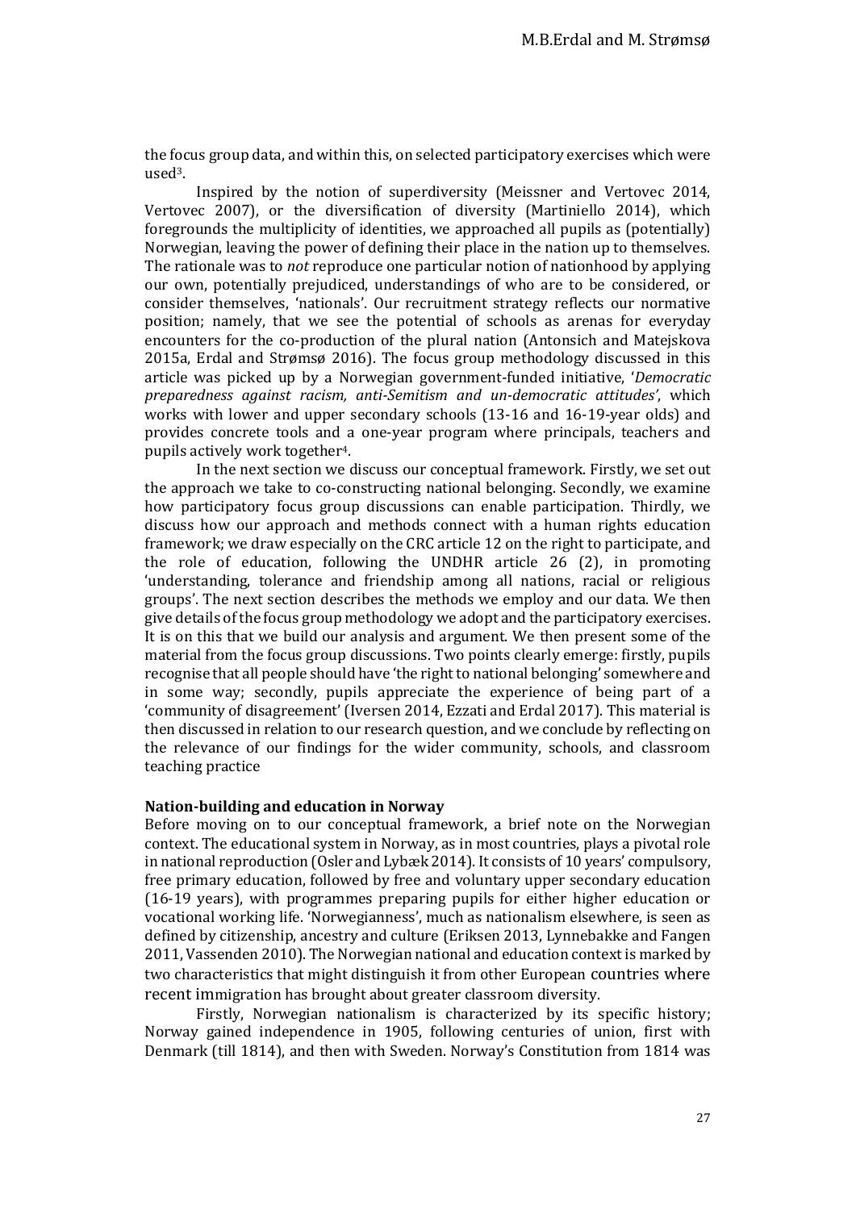the focus group data, and within this, on selected participatory exercises which were used[3].

Inspired by the notion of superdiversity (Meissner and Vertovec 2014, Vertovec 2007), or the diversification of diversity (Martiniello 2014), which foregrounds the multiplicity of identities, we approached all pupils as (potentially) Norwegian, leaving the power of defining their place in the nation up to themselves. The rationale was to *not* reproduce one particular notion of nationhood by applying our own, potentially prejudiced, understandings of who are to be considered, or consider themselves, 'nationals'. Our recruitment strategy reflects our normative position; namely, that we see the potential of schools as arenas for everyday encounters for the co-production of the plural nation (Antonsich and Matejskova 2015a, Erdal and Strømsø 2016). The focus group methodology discussed in this article was picked up by a Norwegian government-funded initiative, '*Democratic preparedness against racism, anti-Semitism and un-democratic attitudes*', which works with lower and upper secondary schools (13-16 and 16-19-year olds) and provides concrete tools and a one-year program where principals, teachers and pupils actively work together[4].

In the next section we discuss our conceptual framework. Firstly, we set out the approach we take to co-constructing national belonging. Secondly, we examine how participatory focus group discussions can enable participation. Thirdly, we discuss how our approach and methods connect with a human rights education framework; we draw especially on the CRC article 12 on the right to participate, and the role of education, following the UNDHR article 26 (2), in promoting 'understanding, tolerance and friendship among all nations, racial or religious groups'. The next section describes the methods we employ and our data. We then give details of the focus group methodology we adopt and the participatory exercises. It is on this that we build our analysis and argument. We then present some of the material from the focus group discussions. Two points clearly emerge: firstly, pupils recognise that all people should have 'the right to national belonging' somewhere and in some way; secondly, pupils appreciate the experience of being part of a 'community of disagreement' (Iversen 2014, Ezzati and Erdal 2017). This material is then discussed in relation to our research question, and we conclude by reflecting on the relevance of our findings for the wider community, schools, and classroom teaching practice

**Nation-building and education in Norway**

Before moving on to our conceptual framework, a brief note on the Norwegian context. The educational system in Norway, as in most countries, plays a pivotal role in national reproduction (Osler and Lybæk 2014). It consists of 10 years' compulsory, free primary education, followed by free and voluntary upper secondary education (16-19 years), with programmes preparing pupils for either higher education or vocational working life. 'Norwegianness', much as nationalism elsewhere, is seen as defined by citizenship, ancestry and culture (Eriksen 2013, Lynnebakke and Fangen 2011, Vassenden 2010). The Norwegian national and education context is marked by two characteristics that might distinguish it from other European countries where recent immigration has brought about greater classroom diversity.

Firstly, Norwegian nationalism is characterized by its specific history; Norway gained independence in 1905, following centuries of union, first with Denmark (till 1814), and then with Sweden. Norway's Constitution from 1814 was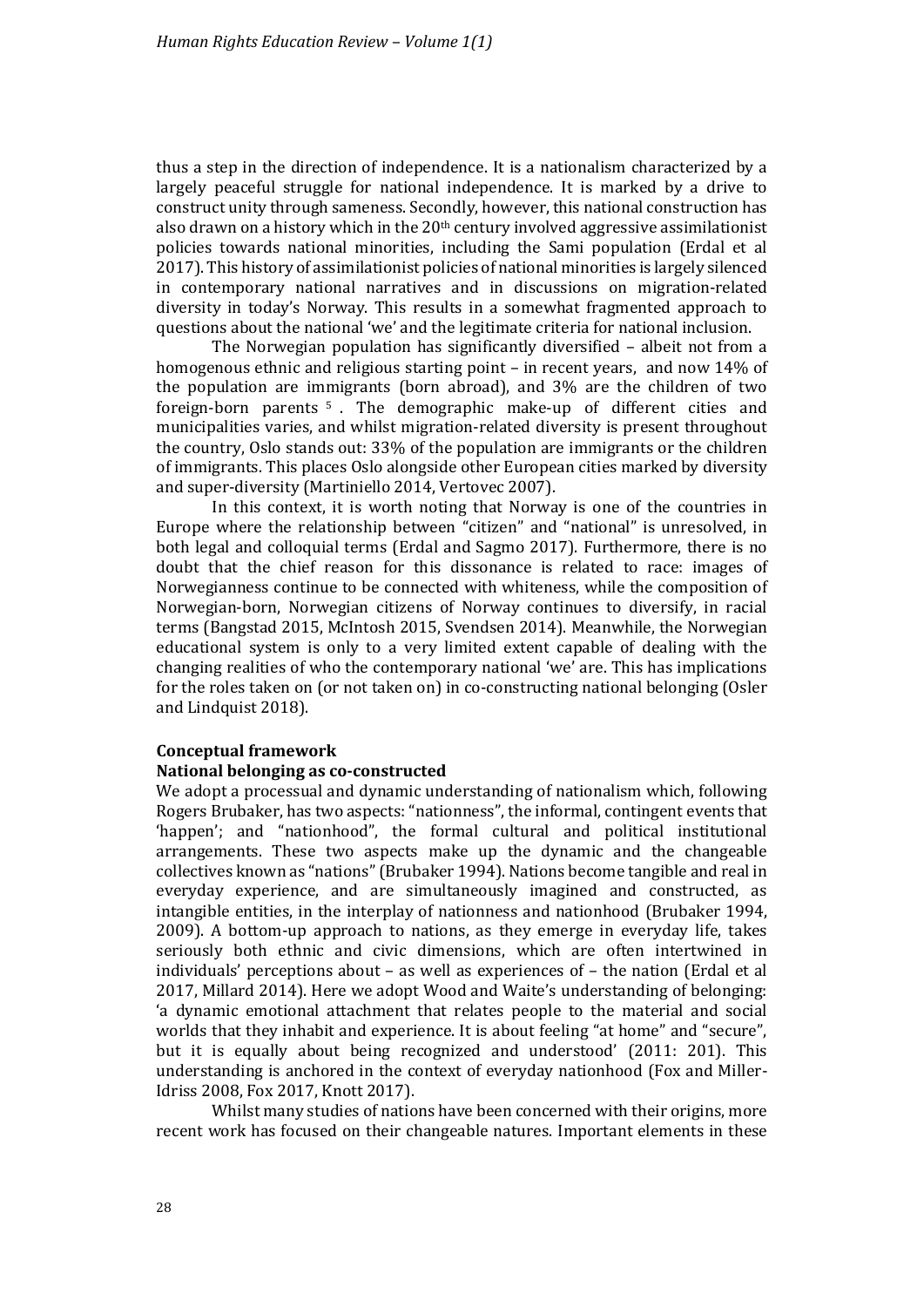thus a step in the direction of independence. It is a nationalism characterized by a largely peaceful struggle for national independence. It is marked by a drive to construct unity through sameness. Secondly, however, this national construction has also drawn on a history which in the 20th century involved aggressive assimilationist policies towards national minorities, including the Sami population (Erdal et al 2017). This history of assimilationist policies of national minorities is largely silenced in contemporary national narratives and in discussions on migration-related diversity in today's Norway. This results in a somewhat fragmented approach to questions about the national 'we' and the legitimate criteria for national inclusion.

The Norwegian population has significantly diversified – albeit not from a homogenous ethnic and religious starting point – in recent years, and now 14% of the population are immigrants (born abroad), and 3% are the children of two foreign-born parents [5]. The demographic make-up of different cities and municipalities varies, and whilst migration-related diversity is present throughout the country, Oslo stands out: 33% of the population are immigrants or the children of immigrants. This places Oslo alongside other European cities marked by diversity and super-diversity (Martiniello 2014, Vertovec 2007).

In this context, it is worth noting that Norway is one of the countries in Europe where the relationship between "citizen" and "national" is unresolved, in both legal and colloquial terms (Erdal and Sagmo 2017). Furthermore, there is no doubt that the chief reason for this dissonance is related to race: images of Norwegianness continue to be connected with whiteness, while the composition of Norwegian-born, Norwegian citizens of Norway continues to diversify, in racial terms (Bangstad 2015, McIntosh 2015, Svendsen 2014). Meanwhile, the Norwegian educational system is only to a very limited extent capable of dealing with the changing realities of who the contemporary national 'we' are. This has implications for the roles taken on (or not taken on) in co-constructing national belonging (Osler and Lindquist 2018).

## Conceptual framework

### National belonging as co-constructed

We adopt a processual and dynamic understanding of nationalism which, following Rogers Brubaker, has two aspects: "nationness", the informal, contingent events that 'happen'; and "nationhood", the formal cultural and political institutional arrangements. These two aspects make up the dynamic and the changeable collectives known as "nations" (Brubaker 1994). Nations become tangible and real in everyday experience, and are simultaneously imagined and constructed, as intangible entities, in the interplay of nationness and nationhood (Brubaker 1994, 2009). A bottom-up approach to nations, as they emerge in everyday life, takes seriously both ethnic and civic dimensions, which are often intertwined in individuals' perceptions about – as well as experiences of – the nation (Erdal et al 2017, Millard 2014). Here we adopt Wood and Waite's understanding of belonging: 'a dynamic emotional attachment that relates people to the material and social worlds that they inhabit and experience. It is about feeling "at home" and "secure", but it is equally about being recognized and understood' (2011: 201). This understanding is anchored in the context of everyday nationhood (Fox and Miller-Idriss 2008, Fox 2017, Knott 2017).

Whilst many studies of nations have been concerned with their origins, more recent work has focused on their changeable natures. Important elements in these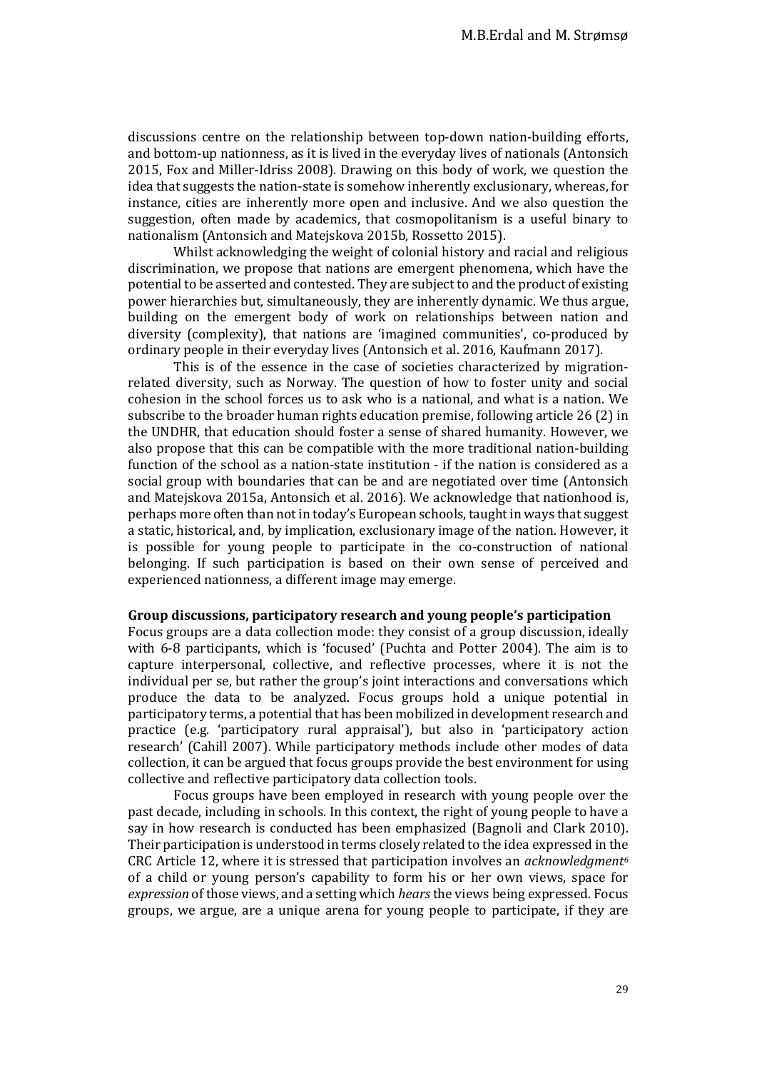discussions centre on the relationship between top-down nation-building efforts, and bottom-up nationness, as it is lived in the everyday lives of nationals (Antonsich 2015, Fox and Miller-Idriss 2008). Drawing on this body of work, we question the idea that suggests the nation-state is somehow inherently exclusionary, whereas, for instance, cities are inherently more open and inclusive. And we also question the suggestion, often made by academics, that cosmopolitanism is a useful binary to nationalism (Antonsich and Matejskova 2015b, Rossetto 2015).

Whilst acknowledging the weight of colonial history and racial and religious discrimination, we propose that nations are emergent phenomena, which have the potential to be asserted and contested. They are subject to and the product of existing power hierarchies but, simultaneously, they are inherently dynamic. We thus argue, building on the emergent body of work on relationships between nation and diversity (complexity), that nations are 'imagined communities', co-produced by ordinary people in their everyday lives (Antonsich et al. 2016, Kaufmann 2017).

This is of the essence in the case of societies characterized by migration-related diversity, such as Norway. The question of how to foster unity and social cohesion in the school forces us to ask who is a national, and what is a nation. We subscribe to the broader human rights education premise, following article 26 (2) in the UNDHR, that education should foster a sense of shared humanity. However, we also propose that this can be compatible with the more traditional nation-building function of the school as a nation-state institution - if the nation is considered as a social group with boundaries that can be and are negotiated over time (Antonsich and Matejskova 2015a, Antonsich et al. 2016). We acknowledge that nationhood is, perhaps more often than not in today's European schools, taught in ways that suggest a static, historical, and, by implication, exclusionary image of the nation. However, it is possible for young people to participate in the co-construction of national belonging. If such participation is based on their own sense of perceived and experienced nationness, a different image may emerge.

**Group discussions, participatory research and young people's participation**

Focus groups are a data collection mode: they consist of a group discussion, ideally with 6-8 participants, which is 'focused' (Puchta and Potter 2004). The aim is to capture interpersonal, collective, and reflective processes, where it is not the individual per se, but rather the group's joint interactions and conversations which produce the data to be analyzed. Focus groups hold a unique potential in participatory terms, a potential that has been mobilized in development research and practice (e.g. 'participatory rural appraisal'), but also in 'participatory action research' (Cahill 2007). While participatory methods include other modes of data collection, it can be argued that focus groups provide the best environment for using collective and reflective participatory data collection tools.

Focus groups have been employed in research with young people over the past decade, including in schools. In this context, the right of young people to have a say in how research is conducted has been emphasized (Bagnoli and Clark 2010). Their participation is understood in terms closely related to the idea expressed in the CRC Article 12, where it is stressed that participation involves an *acknowledgment*[6] of a child or young person's capability to form his or her own views, space for *expression* of those views, and a setting which *hears* the views being expressed. Focus groups, we argue, are a unique arena for young people to participate, if they are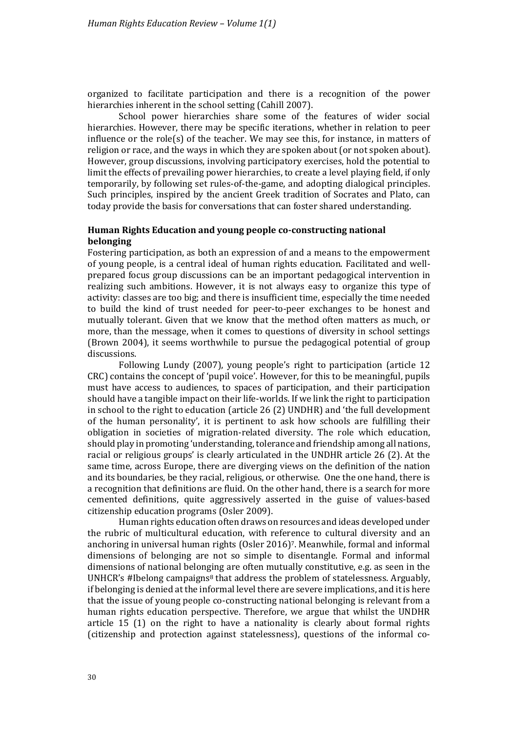organized to facilitate participation and there is a recognition of the power hierarchies inherent in the school setting (Cahill 2007).

School power hierarchies share some of the features of wider social hierarchies. However, there may be specific iterations, whether in relation to peer influence or the role(s) of the teacher. We may see this, for instance, in matters of religion or race, and the ways in which they are spoken about (or not spoken about). However, group discussions, involving participatory exercises, hold the potential to limit the effects of prevailing power hierarchies, to create a level playing field, if only temporarily, by following set rules-of-the-game, and adopting dialogical principles. Such principles, inspired by the ancient Greek tradition of Socrates and Plato, can today provide the basis for conversations that can foster shared understanding.

### Human Rights Education and young people co-constructing national belonging

Fostering participation, as both an expression of and a means to the empowerment of young people, is a central ideal of human rights education. Facilitated and well-prepared focus group discussions can be an important pedagogical intervention in realizing such ambitions. However, it is not always easy to organize this type of activity: classes are too big; and there is insufficient time, especially the time needed to build the kind of trust needed for peer-to-peer exchanges to be honest and mutually tolerant. Given that we know that the method often matters as much, or more, than the message, when it comes to questions of diversity in school settings (Brown 2004), it seems worthwhile to pursue the pedagogical potential of group discussions.

Following Lundy (2007), young people's right to participation (article 12 CRC) contains the concept of 'pupil voice'. However, for this to be meaningful, pupils must have access to audiences, to spaces of participation, and their participation should have a tangible impact on their life-worlds. If we link the right to participation in school to the right to education (article 26 (2) UNDHR) and 'the full development of the human personality', it is pertinent to ask how schools are fulfilling their obligation in societies of migration-related diversity. The role which education, should play in promoting 'understanding, tolerance and friendship among all nations, racial or religious groups' is clearly articulated in the UNDHR article 26 (2). At the same time, across Europe, there are diverging views on the definition of the nation and its boundaries, be they racial, religious, or otherwise. One the one hand, there is a recognition that definitions are fluid. On the other hand, there is a search for more cemented definitions, quite aggressively asserted in the guise of values-based citizenship education programs (Osler 2009).

Human rights education often draws on resources and ideas developed under the rubric of multicultural education, with reference to cultural diversity and an anchoring in universal human rights (Osler 2016)[7]. Meanwhile, formal and informal dimensions of belonging are not so simple to disentangle. Formal and informal dimensions of national belonging are often mutually constitutive, e.g. as seen in the UNHCR's #Ibelong campaigns[8] that address the problem of statelessness. Arguably, if belonging is denied at the informal level there are severe implications, and it is here that the issue of young people co-constructing national belonging is relevant from a human rights education perspective. Therefore, we argue that whilst the UNDHR article 15 (1) on the right to have a nationality is clearly about formal rights (citizenship and protection against statelessness), questions of the informal co-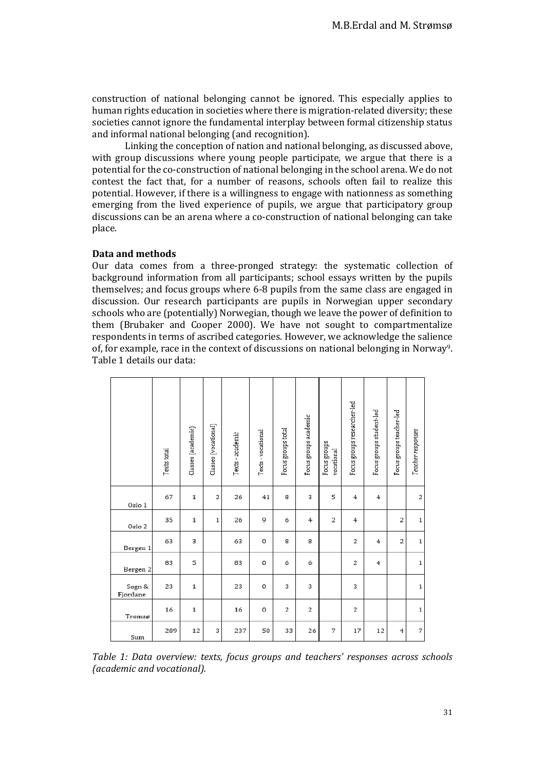construction of national belonging cannot be ignored. This especially applies to human rights education in societies where there is migration-related diversity; these societies cannot ignore the fundamental interplay between formal citizenship status and informal national belonging (and recognition).

Linking the conception of nation and national belonging, as discussed above, with group discussions where young people participate, we argue that there is a potential for the co-construction of national belonging in the school arena. We do not contest the fact that, for a number of reasons, schools often fail to realize this potential. However, if there is a willingness to engage with nationness as something emerging from the lived experience of pupils, we argue that participatory group discussions can be an arena where a co-construction of national belonging can take place.

## Data and methods

Our data comes from a three-pronged strategy: the systematic collection of background information from all participants; school essays written by the pupils themselves; and focus groups where 6-8 pupils from the same class are engaged in discussion. Our research participants are pupils in Norwegian upper secondary schools who are (potentially) Norwegian, though we leave the power of definition to them (Brubaker and Cooper 2000). We have not sought to compartmentalize respondents in terms of ascribed categories. However, we acknowledge the salience of, for example, race in the context of discussions on national belonging in Norway[9]. Table 1 details our data:

| | Texts total | Classes (academic) | Classes (vocational) | Texts - academic | Texts - vocational | Focus groups total | Focus groups academic | Focus groups vocational | Focus groups researcher-led | Focus groups student-led | Focus groups teacher-led | *Teacher responses* |
|---|---|---|---|---|---|---|---|---|---|---|---|---|
| Oslo 1 | 67 | 1 | 2 | 26 | 41 | 8 | 3 | 5 | 4 | 4 | | 2 |
| Oslo 2 | 35 | 1 | 1 | 26 | 9 | 6 | 4 | 2 | 4 | | 2 | 1 |
| Bergen 1 | 63 | 3 | | 63 | 0 | 8 | 8 | | 2 | 4 | 2 | 1 |
| Bergen 2 | 83 | 5 | | 83 | 0 | 6 | 6 | | 2 | 4 | | 1 |
| Sogn & Fjordane | 23 | 1 | | 23 | 0 | 3 | 3 | | 3 | | | 1 |
| Tromsø | 16 | 1 | | 16 | 0 | 2 | 2 | | 2 | | | 1 |
| Sum | 289 | 12 | 3 | 237 | 50 | 33 | 26 | 7 | 17 | 12 | 4 | 7 |

*Table 1: Data overview: texts, focus groups and teachers' responses across schools (academic and vocational).*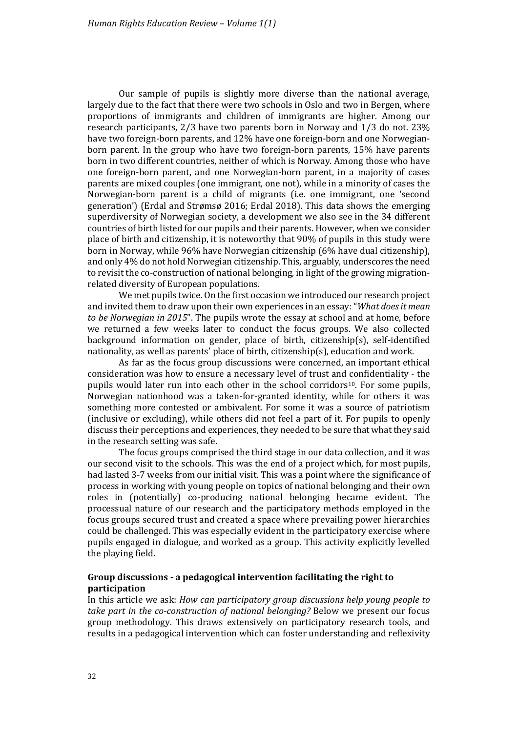Our sample of pupils is slightly more diverse than the national average, largely due to the fact that there were two schools in Oslo and two in Bergen, where proportions of immigrants and children of immigrants are higher. Among our research participants, 2/3 have two parents born in Norway and 1/3 do not. 23% have two foreign-born parents, and 12% have one foreign-born and one Norwegian-born parent. In the group who have two foreign-born parents, 15% have parents born in two different countries, neither of which is Norway. Among those who have one foreign-born parent, and one Norwegian-born parent, in a majority of cases parents are mixed couples (one immigrant, one not), while in a minority of cases the Norwegian-born parent is a child of migrants (i.e. one immigrant, one 'second generation') (Erdal and Strømsø 2016; Erdal 2018). This data shows the emerging superdiversity of Norwegian society, a development we also see in the 34 different countries of birth listed for our pupils and their parents. However, when we consider place of birth and citizenship, it is noteworthy that 90% of pupils in this study were born in Norway, while 96% have Norwegian citizenship (6% have dual citizenship), and only 4% do not hold Norwegian citizenship. This, arguably, underscores the need to revisit the co-construction of national belonging, in light of the growing migration-related diversity of European populations.

We met pupils twice. On the first occasion we introduced our research project and invited them to draw upon their own experiences in an essay: "*What does it mean to be Norwegian in 2015*". The pupils wrote the essay at school and at home, before we returned a few weeks later to conduct the focus groups. We also collected background information on gender, place of birth, citizenship(s), self-identified nationality, as well as parents' place of birth, citizenship(s), education and work.

As far as the focus group discussions were concerned, an important ethical consideration was how to ensure a necessary level of trust and confidentiality - the pupils would later run into each other in the school corridors[10]. For some pupils, Norwegian nationhood was a taken-for-granted identity, while for others it was something more contested or ambivalent. For some it was a source of patriotism (inclusive or excluding), while others did not feel a part of it. For pupils to openly discuss their perceptions and experiences, they needed to be sure that what they said in the research setting was safe.

The focus groups comprised the third stage in our data collection, and it was our second visit to the schools. This was the end of a project which, for most pupils, had lasted 3-7 weeks from our initial visit. This was a point where the significance of process in working with young people on topics of national belonging and their own roles in (potentially) co-producing national belonging became evident. The processual nature of our research and the participatory methods employed in the focus groups secured trust and created a space where prevailing power hierarchies could be challenged. This was especially evident in the participatory exercise where pupils engaged in dialogue, and worked as a group. This activity explicitly levelled the playing field.

### Group discussions - a pedagogical intervention facilitating the right to participation

In this article we ask: *How can participatory group discussions help young people to take part in the co-construction of national belonging?* Below we present our focus group methodology. This draws extensively on participatory research tools, and results in a pedagogical intervention which can foster understanding and reflexivity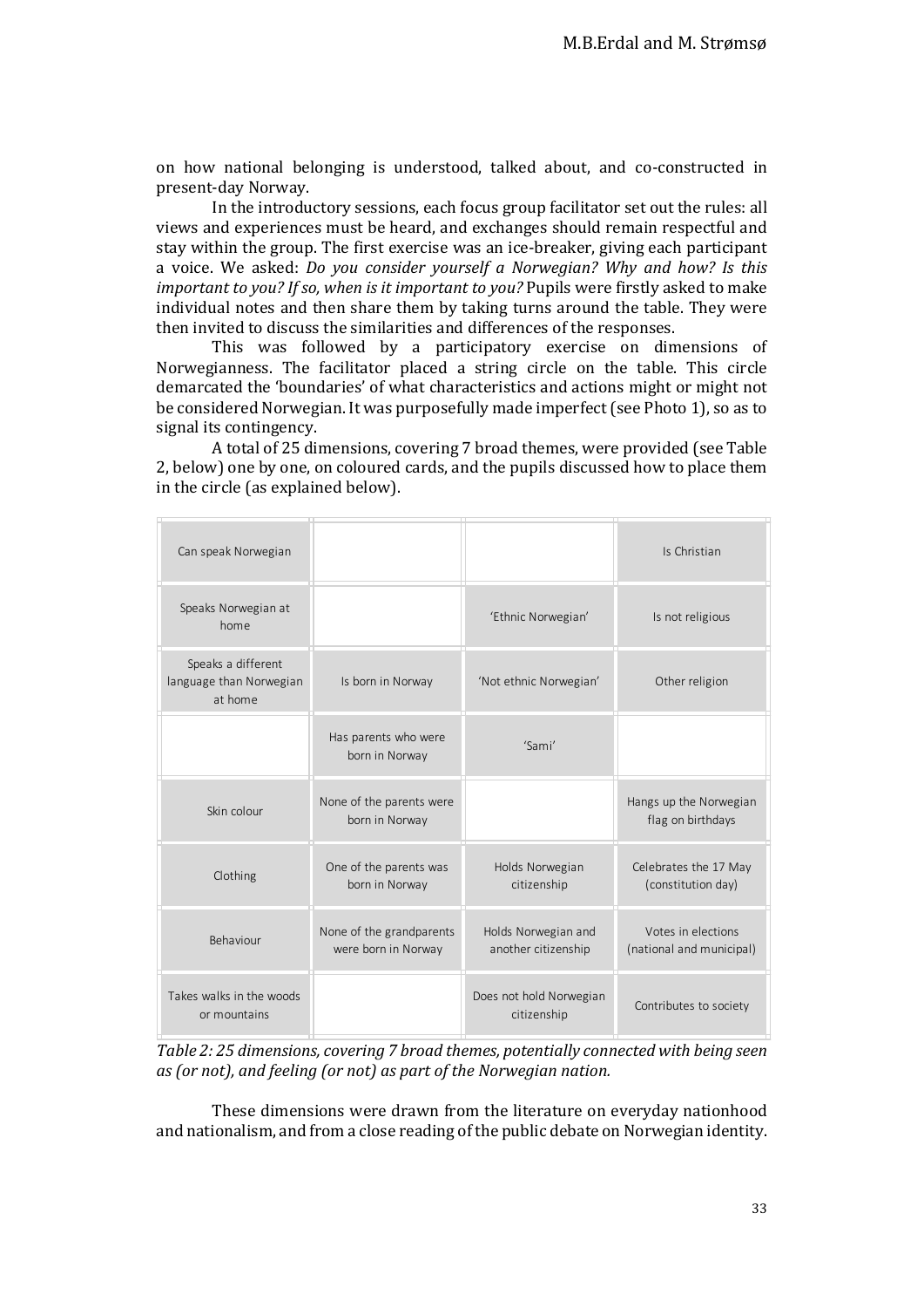on how national belonging is understood, talked about, and co-constructed in present-day Norway.

In the introductory sessions, each focus group facilitator set out the rules: all views and experiences must be heard, and exchanges should remain respectful and stay within the group. The first exercise was an ice-breaker, giving each participant a voice. We asked: *Do you consider yourself a Norwegian? Why and how? Is this important to you? If so, when is it important to you?* Pupils were firstly asked to make individual notes and then share them by taking turns around the table. They were then invited to discuss the similarities and differences of the responses.

This was followed by a participatory exercise on dimensions of Norwegianness. The facilitator placed a string circle on the table. This circle demarcated the 'boundaries' of what characteristics and actions might or might not be considered Norwegian. It was purposefully made imperfect (see Photo 1), so as to signal its contingency.

A total of 25 dimensions, covering 7 broad themes, were provided (see Table 2, below) one by one, on coloured cards, and the pupils discussed how to place them in the circle (as explained below).

| | | | |
|---|---|---|---|
| Can speak Norwegian | | | Is Christian |
| Speaks Norwegian at home | | 'Ethnic Norwegian' | Is not religious |
| Speaks a different language than Norwegian at home | Is born in Norway | 'Not ethnic Norwegian' | Other religion |
| | Has parents who were born in Norway | 'Sami' | |
| Skin colour | None of the parents were born in Norway | | Hangs up the Norwegian flag on birthdays |
| Clothing | One of the parents was born in Norway | Holds Norwegian citizenship | Celebrates the 17 May (constitution day) |
| Behaviour | None of the grandparents were born in Norway | Holds Norwegian and another citizenship | Votes in elections (national and municipal) |
| Takes walks in the woods or mountains | | Does not hold Norwegian citizenship | Contributes to society |

*Table 2: 25 dimensions, covering 7 broad themes, potentially connected with being seen as (or not), and feeling (or not) as part of the Norwegian nation.*

These dimensions were drawn from the literature on everyday nationhood and nationalism, and from a close reading of the public debate on Norwegian identity.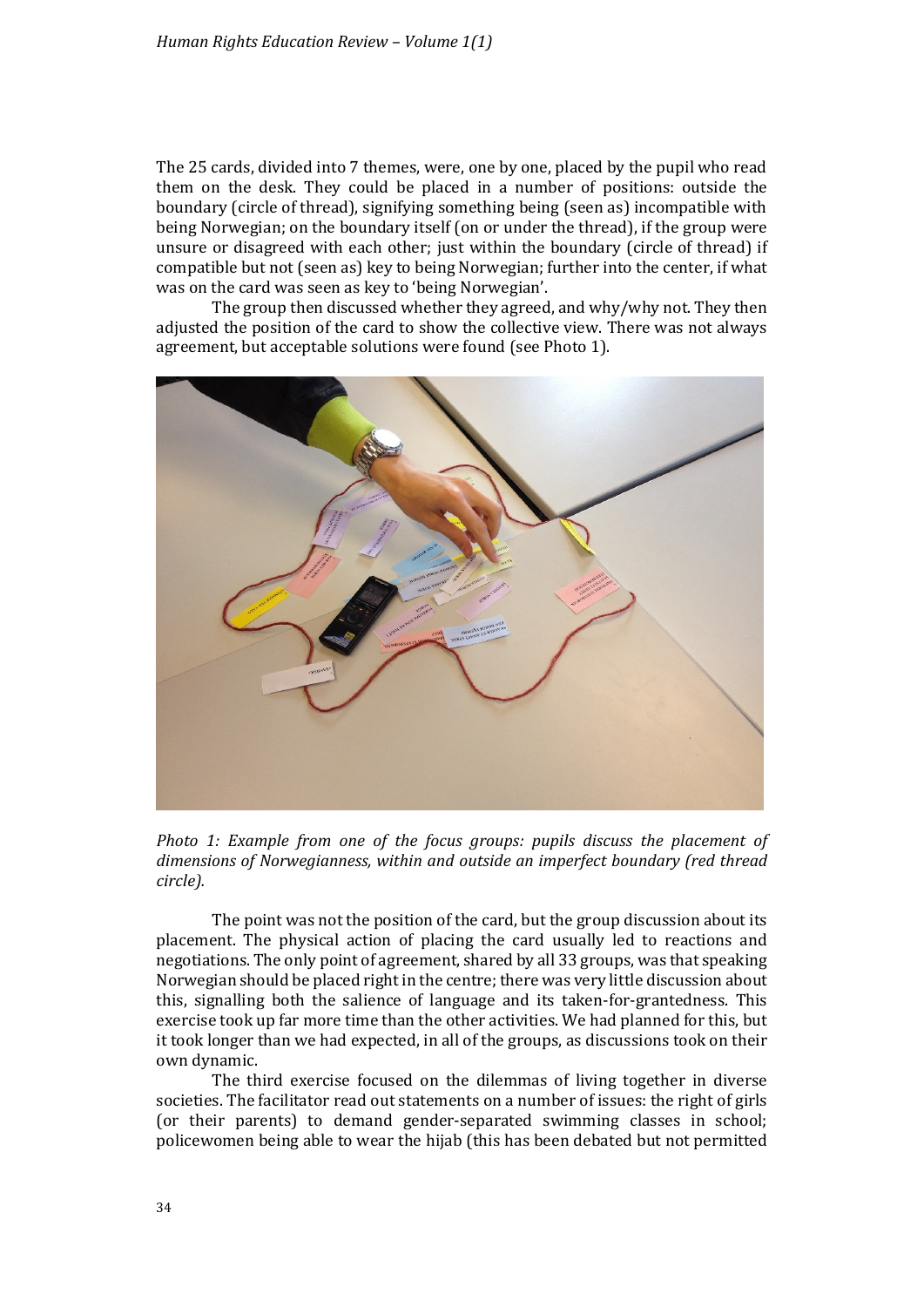The 25 cards, divided into 7 themes, were, one by one, placed by the pupil who read them on the desk. They could be placed in a number of positions: outside the boundary (circle of thread), signifying something being (seen as) incompatible with being Norwegian; on the boundary itself (on or under the thread), if the group were unsure or disagreed with each other; just within the boundary (circle of thread) if compatible but not (seen as) key to being Norwegian; further into the center, if what was on the card was seen as key to 'being Norwegian'.

The group then discussed whether they agreed, and why/why not. They then adjusted the position of the card to show the collective view. There was not always agreement, but acceptable solutions were found (see Photo 1).

*Photo 1: Example from one of the focus groups: pupils discuss the placement of dimensions of Norwegianness, within and outside an imperfect boundary (red thread circle).*

The point was not the position of the card, but the group discussion about its placement. The physical action of placing the card usually led to reactions and negotiations. The only point of agreement, shared by all 33 groups, was that speaking Norwegian should be placed right in the centre; there was very little discussion about this, signalling both the salience of language and its taken-for-grantedness. This exercise took up far more time than the other activities. We had planned for this, but it took longer than we had expected, in all of the groups, as discussions took on their own dynamic.

The third exercise focused on the dilemmas of living together in diverse societies. The facilitator read out statements on a number of issues: the right of girls (or their parents) to demand gender-separated swimming classes in school; policewomen being able to wear the hijab (this has been debated but not permitted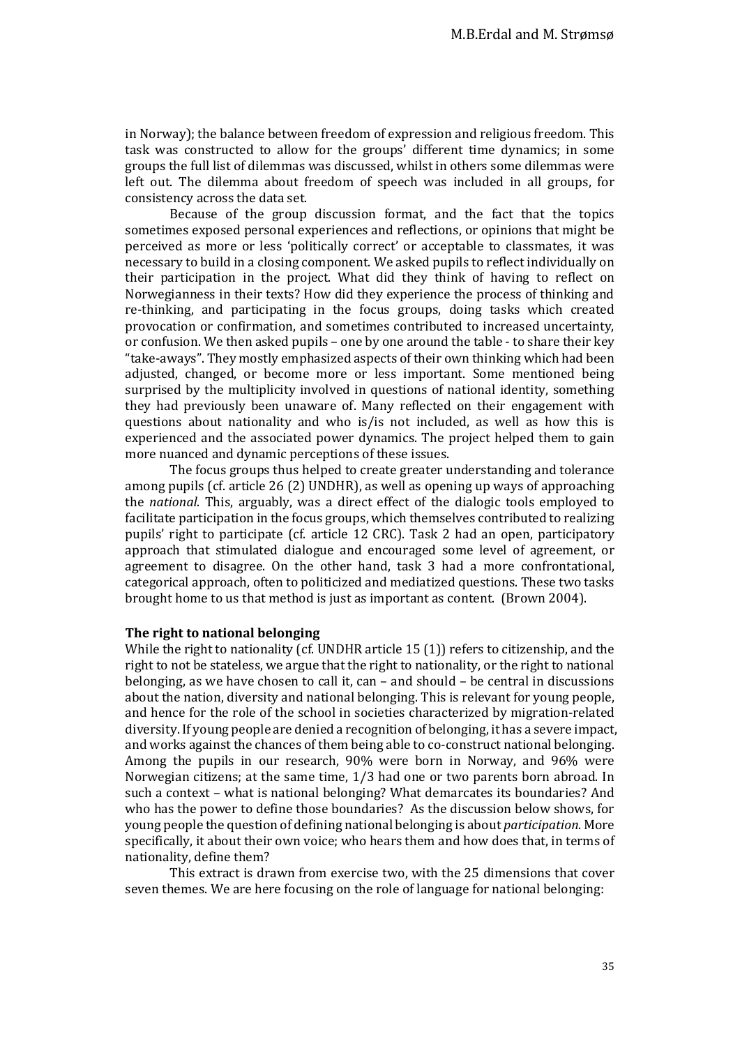in Norway); the balance between freedom of expression and religious freedom. This task was constructed to allow for the groups' different time dynamics; in some groups the full list of dilemmas was discussed, whilst in others some dilemmas were left out. The dilemma about freedom of speech was included in all groups, for consistency across the data set.

Because of the group discussion format, and the fact that the topics sometimes exposed personal experiences and reflections, or opinions that might be perceived as more or less 'politically correct' or acceptable to classmates, it was necessary to build in a closing component. We asked pupils to reflect individually on their participation in the project. What did they think of having to reflect on Norwegianness in their texts? How did they experience the process of thinking and re-thinking, and participating in the focus groups, doing tasks which created provocation or confirmation, and sometimes contributed to increased uncertainty, or confusion. We then asked pupils – one by one around the table - to share their key "take-aways". They mostly emphasized aspects of their own thinking which had been adjusted, changed, or become more or less important. Some mentioned being surprised by the multiplicity involved in questions of national identity, something they had previously been unaware of. Many reflected on their engagement with questions about nationality and who is/is not included, as well as how this is experienced and the associated power dynamics. The project helped them to gain more nuanced and dynamic perceptions of these issues.

The focus groups thus helped to create greater understanding and tolerance among pupils (cf. article 26 (2) UNDHR), as well as opening up ways of approaching the *national*. This, arguably, was a direct effect of the dialogic tools employed to facilitate participation in the focus groups, which themselves contributed to realizing pupils' right to participate (cf. article 12 CRC). Task 2 had an open, participatory approach that stimulated dialogue and encouraged some level of agreement, or agreement to disagree. On the other hand, task 3 had a more confrontational, categorical approach, often to politicized and mediatized questions. These two tasks brought home to us that method is just as important as content. (Brown 2004).

**The right to national belonging**

While the right to nationality (cf. UNDHR article 15 (1)) refers to citizenship, and the right to not be stateless, we argue that the right to nationality, or the right to national belonging, as we have chosen to call it, can – and should – be central in discussions about the nation, diversity and national belonging. This is relevant for young people, and hence for the role of the school in societies characterized by migration-related diversity. If young people are denied a recognition of belonging, it has a severe impact, and works against the chances of them being able to co-construct national belonging. Among the pupils in our research, 90% were born in Norway, and 96% were Norwegian citizens; at the same time, 1/3 had one or two parents born abroad. In such a context – what is national belonging? What demarcates its boundaries? And who has the power to define those boundaries? As the discussion below shows, for young people the question of defining national belonging is about *participation*. More specifically, it about their own voice; who hears them and how does that, in terms of nationality, define them?

This extract is drawn from exercise two, with the 25 dimensions that cover seven themes. We are here focusing on the role of language for national belonging: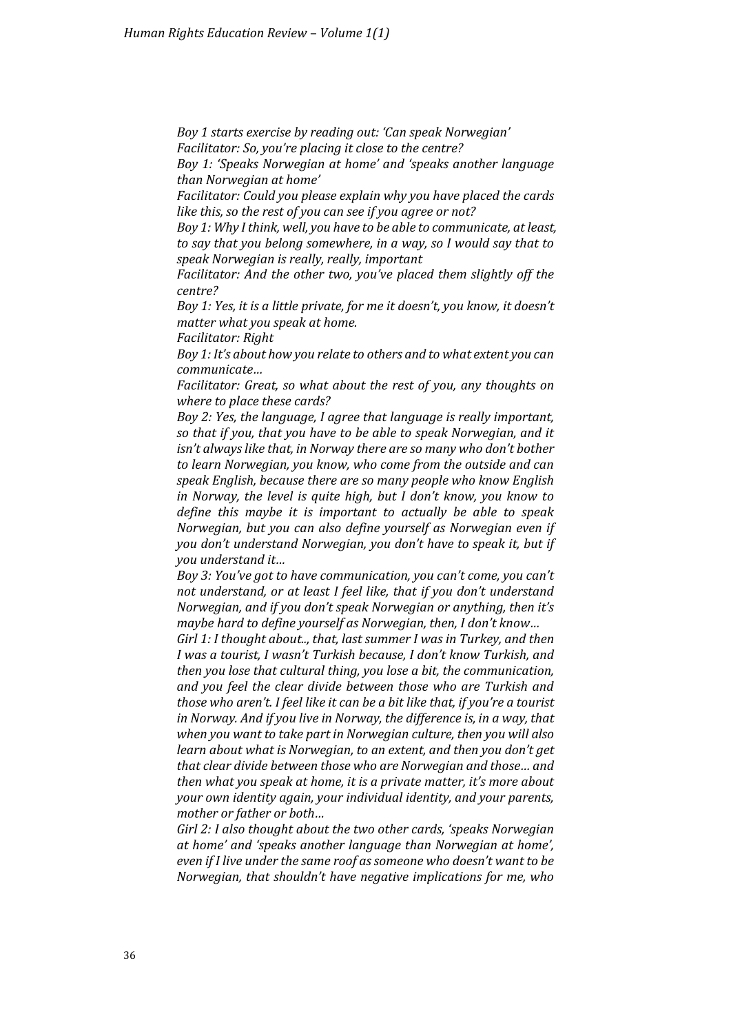*Boy 1 starts exercise by reading out: 'Can speak Norwegian'*
*Facilitator: So, you're placing it close to the centre?*
*Boy 1: 'Speaks Norwegian at home' and 'speaks another language than Norwegian at home'*
*Facilitator: Could you please explain why you have placed the cards like this, so the rest of you can see if you agree or not?*
*Boy 1: Why I think, well, you have to be able to communicate, at least, to say that you belong somewhere, in a way, so I would say that to speak Norwegian is really, really, important*
*Facilitator: And the other two, you've placed them slightly off the centre?*
*Boy 1: Yes, it is a little private, for me it doesn't, you know, it doesn't matter what you speak at home.*
*Facilitator: Right*
*Boy 1: It's about how you relate to others and to what extent you can communicate…*
*Facilitator: Great, so what about the rest of you, any thoughts on where to place these cards?*
*Boy 2: Yes, the language, I agree that language is really important, so that if you, that you have to be able to speak Norwegian, and it isn't always like that, in Norway there are so many who don't bother to learn Norwegian, you know, who come from the outside and can speak English, because there are so many people who know English in Norway, the level is quite high, but I don't know, you know to define this maybe it is important to actually be able to speak Norwegian, but you can also define yourself as Norwegian even if you don't understand Norwegian, you don't have to speak it, but if you understand it…*
*Boy 3: You've got to have communication, you can't come, you can't not understand, or at least I feel like, that if you don't understand Norwegian, and if you don't speak Norwegian or anything, then it's maybe hard to define yourself as Norwegian, then, I don't know…*
*Girl 1: I thought about.., that, last summer I was in Turkey, and then I was a tourist, I wasn't Turkish because, I don't know Turkish, and then you lose that cultural thing, you lose a bit, the communication, and you feel the clear divide between those who are Turkish and those who aren't. I feel like it can be a bit like that, if you're a tourist in Norway. And if you live in Norway, the difference is, in a way, that when you want to take part in Norwegian culture, then you will also learn about what is Norwegian, to an extent, and then you don't get that clear divide between those who are Norwegian and those… and then what you speak at home, it is a private matter, it's more about your own identity again, your individual identity, and your parents, mother or father or both…*
*Girl 2: I also thought about the two other cards, 'speaks Norwegian at home' and 'speaks another language than Norwegian at home', even if I live under the same roof as someone who doesn't want to be Norwegian, that shouldn't have negative implications for me, who*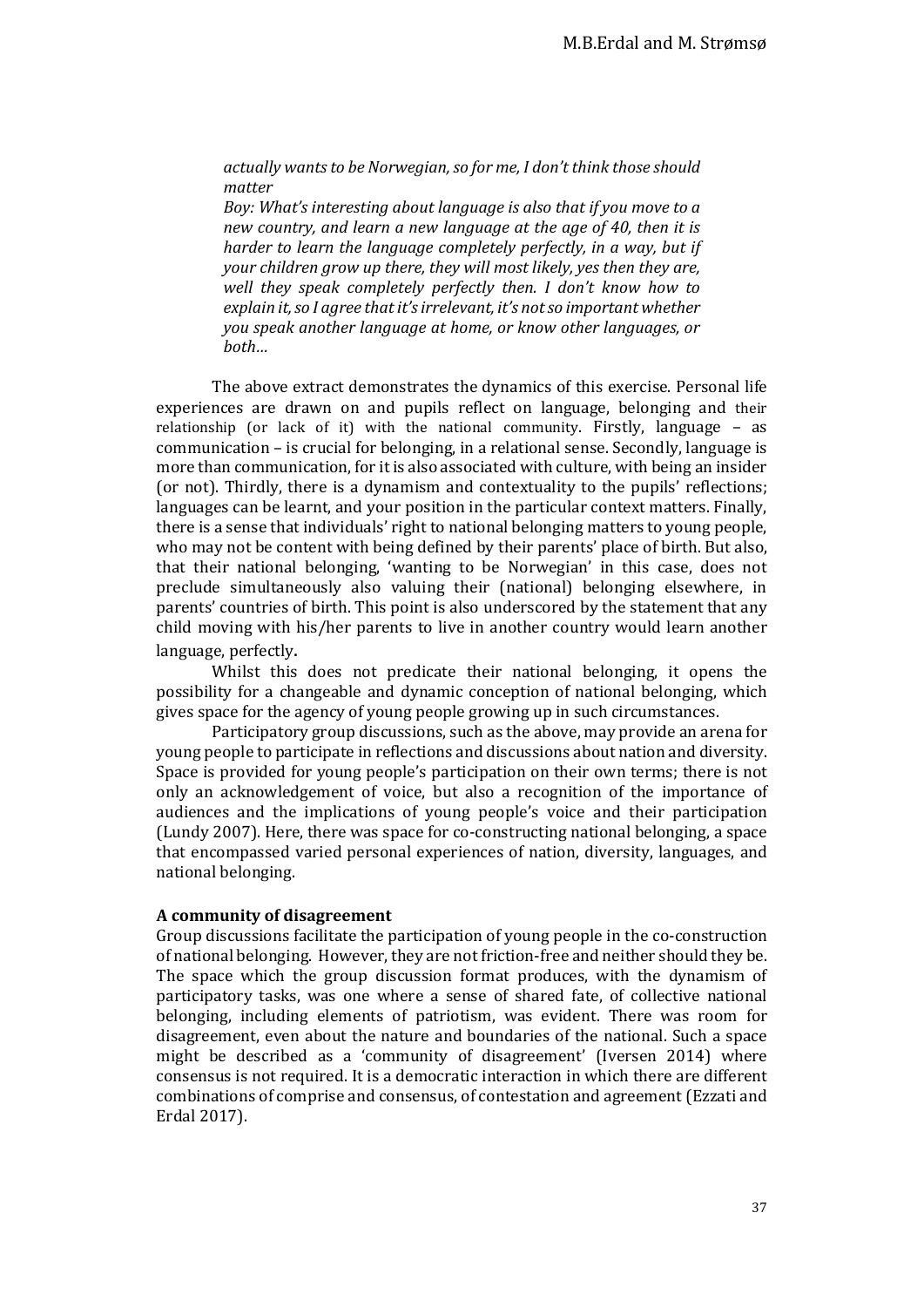*actually wants to be Norwegian, so for me, I don't think those should matter*

*Boy: What's interesting about language is also that if you move to a new country, and learn a new language at the age of 40, then it is harder to learn the language completely perfectly, in a way, but if your children grow up there, they will most likely, yes then they are, well they speak completely perfectly then. I don't know how to explain it, so I agree that it's irrelevant, it's not so important whether you speak another language at home, or know other languages, or both…*

The above extract demonstrates the dynamics of this exercise. Personal life experiences are drawn on and pupils reflect on language, belonging and their relationship (or lack of it) with the national community. Firstly, language – as communication – is crucial for belonging, in a relational sense. Secondly, language is more than communication, for it is also associated with culture, with being an insider (or not). Thirdly, there is a dynamism and contextuality to the pupils' reflections; languages can be learnt, and your position in the particular context matters. Finally, there is a sense that individuals' right to national belonging matters to young people, who may not be content with being defined by their parents' place of birth. But also, that their national belonging, 'wanting to be Norwegian' in this case, does not preclude simultaneously also valuing their (national) belonging elsewhere, in parents' countries of birth. This point is also underscored by the statement that any child moving with his/her parents to live in another country would learn another language, perfectly.

Whilst this does not predicate their national belonging, it opens the possibility for a changeable and dynamic conception of national belonging, which gives space for the agency of young people growing up in such circumstances.

Participatory group discussions, such as the above, may provide an arena for young people to participate in reflections and discussions about nation and diversity. Space is provided for young people's participation on their own terms; there is not only an acknowledgement of voice, but also a recognition of the importance of audiences and the implications of young people's voice and their participation (Lundy 2007). Here, there was space for co-constructing national belonging, a space that encompassed varied personal experiences of nation, diversity, languages, and national belonging.

**A community of disagreement**

Group discussions facilitate the participation of young people in the co-construction of national belonging. However, they are not friction-free and neither should they be. The space which the group discussion format produces, with the dynamism of participatory tasks, was one where a sense of shared fate, of collective national belonging, including elements of patriotism, was evident. There was room for disagreement, even about the nature and boundaries of the national. Such a space might be described as a 'community of disagreement' (Iversen 2014) where consensus is not required. It is a democratic interaction in which there are different combinations of comprise and consensus, of contestation and agreement (Ezzati and Erdal 2017).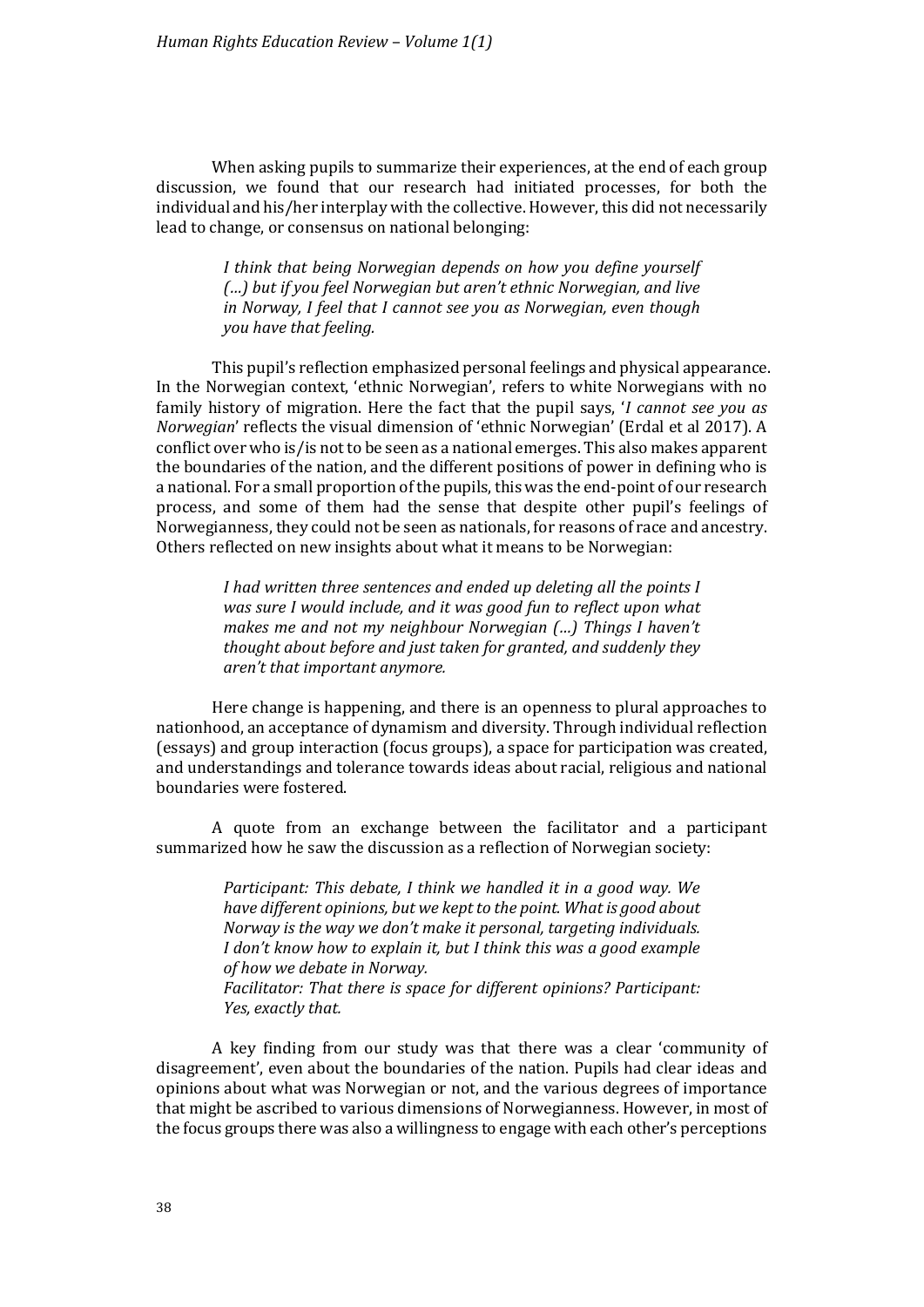When asking pupils to summarize their experiences, at the end of each group discussion, we found that our research had initiated processes, for both the individual and his/her interplay with the collective. However, this did not necessarily lead to change, or consensus on national belonging:

> *I think that being Norwegian depends on how you define yourself (…) but if you feel Norwegian but aren't ethnic Norwegian, and live in Norway, I feel that I cannot see you as Norwegian, even though you have that feeling.*

This pupil's reflection emphasized personal feelings and physical appearance. In the Norwegian context, 'ethnic Norwegian', refers to white Norwegians with no family history of migration. Here the fact that the pupil says, '*I cannot see you as Norwegian*' reflects the visual dimension of 'ethnic Norwegian' (Erdal et al 2017). A conflict over who is/is not to be seen as a national emerges. This also makes apparent the boundaries of the nation, and the different positions of power in defining who is a national. For a small proportion of the pupils, this was the end-point of our research process, and some of them had the sense that despite other pupil's feelings of Norwegianness, they could not be seen as nationals, for reasons of race and ancestry. Others reflected on new insights about what it means to be Norwegian:

> *I had written three sentences and ended up deleting all the points I was sure I would include, and it was good fun to reflect upon what makes me and not my neighbour Norwegian (…) Things I haven't thought about before and just taken for granted, and suddenly they aren't that important anymore.*

Here change is happening, and there is an openness to plural approaches to nationhood, an acceptance of dynamism and diversity. Through individual reflection (essays) and group interaction (focus groups), a space for participation was created, and understandings and tolerance towards ideas about racial, religious and national boundaries were fostered.

A quote from an exchange between the facilitator and a participant summarized how he saw the discussion as a reflection of Norwegian society:

> *Participant: This debate, I think we handled it in a good way. We have different opinions, but we kept to the point. What is good about Norway is the way we don't make it personal, targeting individuals. I don't know how to explain it, but I think this was a good example of how we debate in Norway.*
> *Facilitator: That there is space for different opinions? Participant: Yes, exactly that.*

A key finding from our study was that there was a clear 'community of disagreement', even about the boundaries of the nation. Pupils had clear ideas and opinions about what was Norwegian or not, and the various degrees of importance that might be ascribed to various dimensions of Norwegianness. However, in most of the focus groups there was also a willingness to engage with each other's perceptions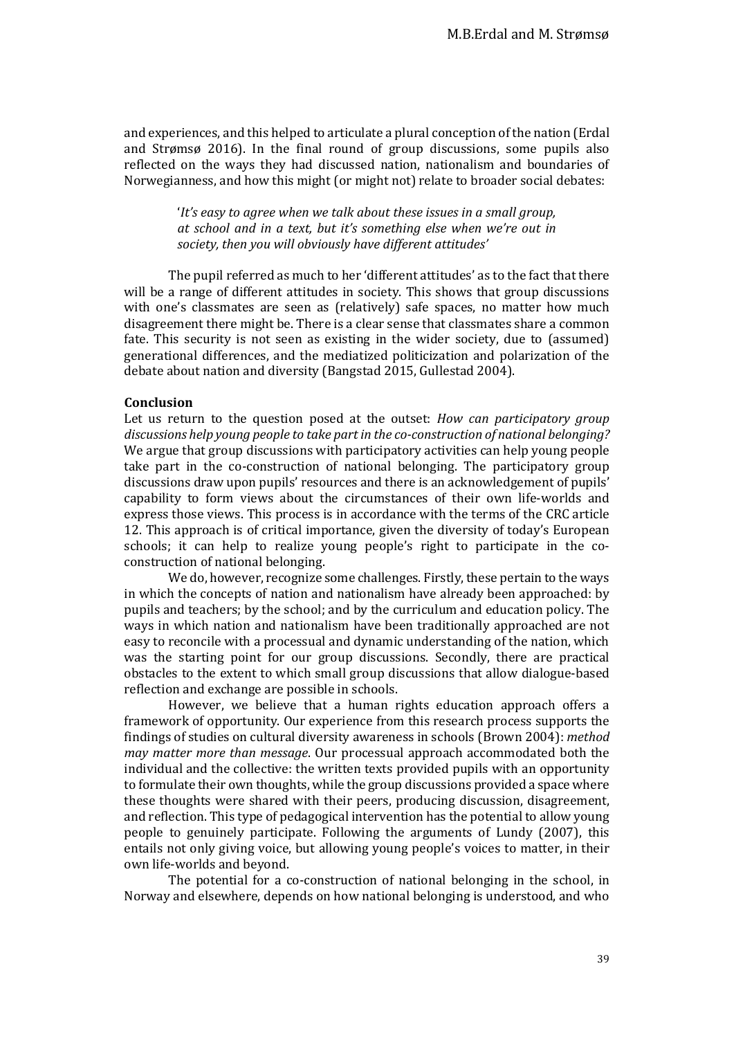and experiences, and this helped to articulate a plural conception of the nation (Erdal and Strømsø 2016). In the final round of group discussions, some pupils also reflected on the ways they had discussed nation, nationalism and boundaries of Norwegianness, and how this might (or might not) relate to broader social debates:

> '*It's easy to agree when we talk about these issues in a small group, at school and in a text, but it's something else when we're out in society, then you will obviously have different attitudes*'

The pupil referred as much to her 'different attitudes' as to the fact that there will be a range of different attitudes in society. This shows that group discussions with one's classmates are seen as (relatively) safe spaces, no matter how much disagreement there might be. There is a clear sense that classmates share a common fate. This security is not seen as existing in the wider society, due to (assumed) generational differences, and the mediatized politicization and polarization of the debate about nation and diversity (Bangstad 2015, Gullestad 2004).

**Conclusion**

Let us return to the question posed at the outset: *How can participatory group discussions help young people to take part in the co-construction of national belonging?* We argue that group discussions with participatory activities can help young people take part in the co-construction of national belonging. The participatory group discussions draw upon pupils' resources and there is an acknowledgement of pupils' capability to form views about the circumstances of their own life-worlds and express those views. This process is in accordance with the terms of the CRC article 12. This approach is of critical importance, given the diversity of today's European schools; it can help to realize young people's right to participate in the co-construction of national belonging.

We do, however, recognize some challenges. Firstly, these pertain to the ways in which the concepts of nation and nationalism have already been approached: by pupils and teachers; by the school; and by the curriculum and education policy. The ways in which nation and nationalism have been traditionally approached are not easy to reconcile with a processual and dynamic understanding of the nation, which was the starting point for our group discussions. Secondly, there are practical obstacles to the extent to which small group discussions that allow dialogue-based reflection and exchange are possible in schools.

However, we believe that a human rights education approach offers a framework of opportunity. Our experience from this research process supports the findings of studies on cultural diversity awareness in schools (Brown 2004): *method may matter more than message*. Our processual approach accommodated both the individual and the collective: the written texts provided pupils with an opportunity to formulate their own thoughts, while the group discussions provided a space where these thoughts were shared with their peers, producing discussion, disagreement, and reflection. This type of pedagogical intervention has the potential to allow young people to genuinely participate. Following the arguments of Lundy (2007), this entails not only giving voice, but allowing young people's voices to matter, in their own life-worlds and beyond.

The potential for a co-construction of national belonging in the school, in Norway and elsewhere, depends on how national belonging is understood, and who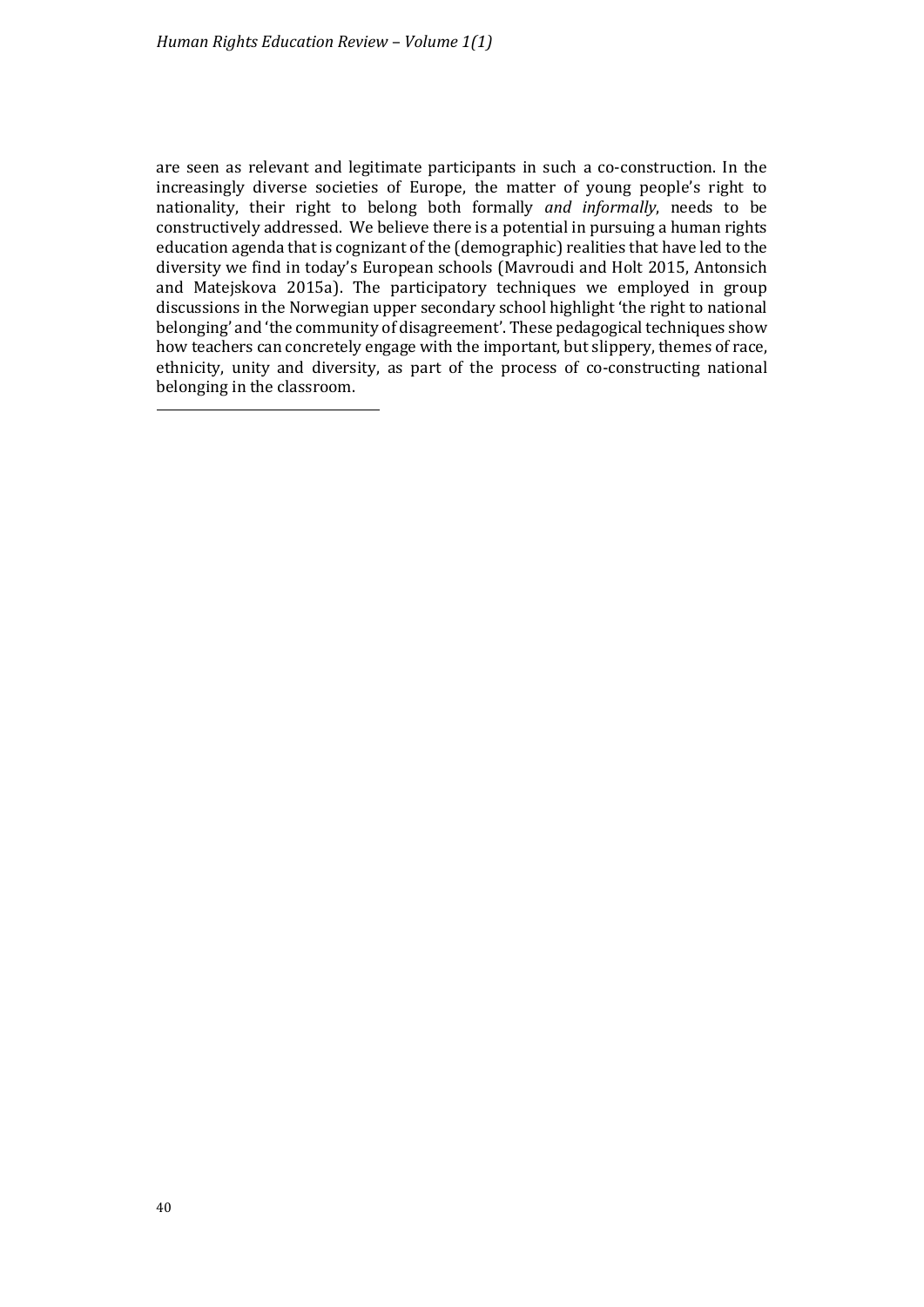are seen as relevant and legitimate participants in such a co-construction. In the increasingly diverse societies of Europe, the matter of young people's right to nationality, their right to belong both formally *and informally*, needs to be constructively addressed. We believe there is a potential in pursuing a human rights education agenda that is cognizant of the (demographic) realities that have led to the diversity we find in today's European schools (Mavroudi and Holt 2015, Antonsich and Matejskova 2015a). The participatory techniques we employed in group discussions in the Norwegian upper secondary school highlight 'the right to national belonging' and 'the community of disagreement'. These pedagogical techniques show how teachers can concretely engage with the important, but slippery, themes of race, ethnicity, unity and diversity, as part of the process of co-constructing national belonging in the classroom.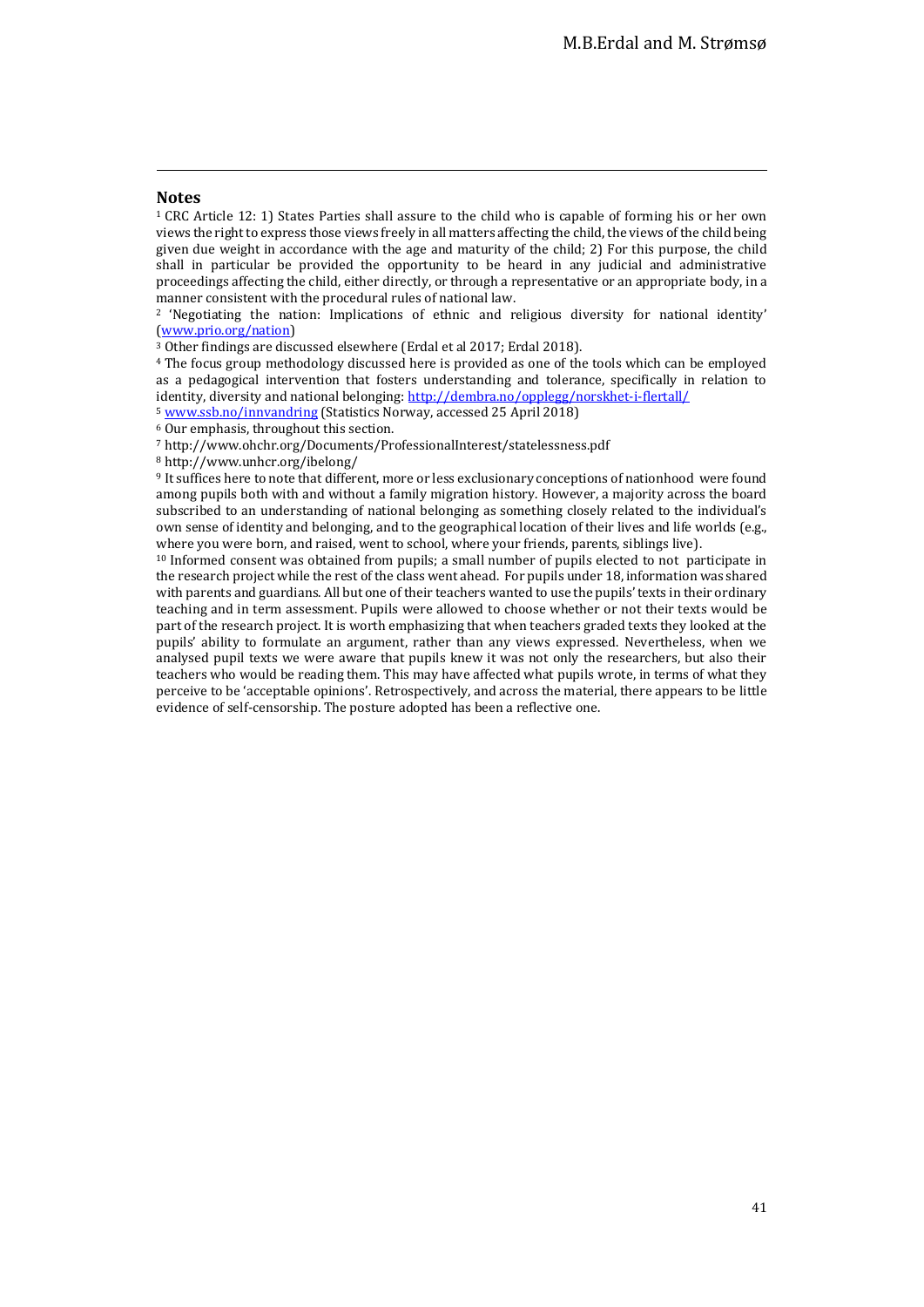## Notes

[1] CRC Article 12: 1) States Parties shall assure to the child who is capable of forming his or her own views the right to express those views freely in all matters affecting the child, the views of the child being given due weight in accordance with the age and maturity of the child; 2) For this purpose, the child shall in particular be provided the opportunity to be heard in any judicial and administrative proceedings affecting the child, either directly, or through a representative or an appropriate body, in a manner consistent with the procedural rules of national law.

[2] 'Negotiating the nation: Implications of ethnic and religious diversity for national identity' (www.prio.org/nation)

[3] Other findings are discussed elsewhere (Erdal et al 2017; Erdal 2018).

[4] The focus group methodology discussed here is provided as one of the tools which can be employed as a pedagogical intervention that fosters understanding and tolerance, specifically in relation to identity, diversity and national belonging: http://dembra.no/opplegg/norskhet-i-flertall/

[5] www.ssb.no/innvandring (Statistics Norway, accessed 25 April 2018)

[6] Our emphasis, throughout this section.

[7] http://www.ohchr.org/Documents/ProfessionalInterest/statelessness.pdf

[8] http://www.unhcr.org/ibelong/

[9] It suffices here to note that different, more or less exclusionary conceptions of nationhood were found among pupils both with and without a family migration history. However, a majority across the board subscribed to an understanding of national belonging as something closely related to the individual's own sense of identity and belonging, and to the geographical location of their lives and life worlds (e.g., where you were born, and raised, went to school, where your friends, parents, siblings live).

[10] Informed consent was obtained from pupils; a small number of pupils elected to not participate in the research project while the rest of the class went ahead. For pupils under 18, information was shared with parents and guardians. All but one of their teachers wanted to use the pupils' texts in their ordinary teaching and in term assessment. Pupils were allowed to choose whether or not their texts would be part of the research project. It is worth emphasizing that when teachers graded texts they looked at the pupils' ability to formulate an argument, rather than any views expressed. Nevertheless, when we analysed pupil texts we were aware that pupils knew it was not only the researchers, but also their teachers who would be reading them. This may have affected what pupils wrote, in terms of what they perceive to be 'acceptable opinions'. Retrospectively, and across the material, there appears to be little evidence of self-censorship. The posture adopted has been a reflective one.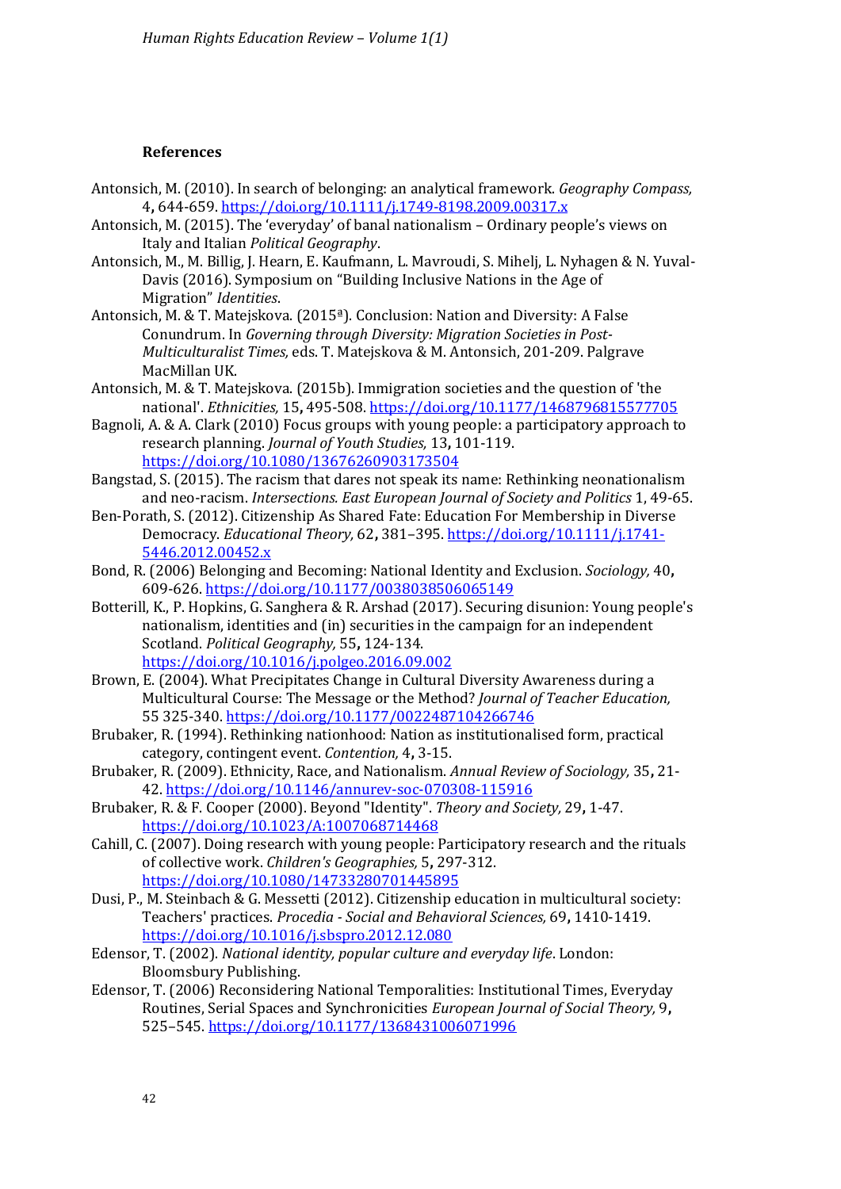### References

Antonsich, M. (2010). In search of belonging: an analytical framework. *Geography Compass,* 4**,** 644-659. https://doi.org/10.1111/j.1749-8198.2009.00317.x

Antonsich, M. (2015). The 'everyday' of banal nationalism – Ordinary people's views on Italy and Italian *Political Geography*.

Antonsich, M., M. Billig, J. Hearn, E. Kaufmann, L. Mavroudi, S. Mihelj, L. Nyhagen & N. Yuval-Davis (2016). Symposium on "Building Inclusive Nations in the Age of Migration" *Identities*.

Antonsich, M. & T. Matejskova. (2015ª). Conclusion: Nation and Diversity: A False Conundrum. In *Governing through Diversity: Migration Societies in Post-Multiculturalist Times,* eds. T. Matejskova & M. Antonsich, 201-209. Palgrave MacMillan UK.

Antonsich, M. & T. Matejskova. (2015b). Immigration societies and the question of 'the national'. *Ethnicities,* 15**,** 495-508. https://doi.org/10.1177/1468796815577705

Bagnoli, A. & A. Clark (2010) Focus groups with young people: a participatory approach to research planning. *Journal of Youth Studies,* 13**,** 101-119. https://doi.org/10.1080/13676260903173504

Bangstad, S. (2015). The racism that dares not speak its name: Rethinking neonationalism and neo-racism. *Intersections. East European Journal of Society and Politics* 1, 49-65.

Ben-Porath, S. (2012). Citizenship As Shared Fate: Education For Membership in Diverse Democracy. *Educational Theory,* 62**,** 381–395. https://doi.org/10.1111/j.1741-5446.2012.00452.x

Bond, R. (2006) Belonging and Becoming: National Identity and Exclusion. *Sociology,* 40**,** 609-626. https://doi.org/10.1177/0038038506065149

Botterill, K., P. Hopkins, G. Sanghera & R. Arshad (2017). Securing disunion: Young people's nationalism, identities and (in) securities in the campaign for an independent Scotland. *Political Geography,* 55**,** 124-134. https://doi.org/10.1016/j.polgeo.2016.09.002

Brown, E. (2004). What Precipitates Change in Cultural Diversity Awareness during a Multicultural Course: The Message or the Method? *Journal of Teacher Education,* 55 325-340. https://doi.org/10.1177/0022487104266746

Brubaker, R. (1994). Rethinking nationhood: Nation as institutionalised form, practical category, contingent event. *Contention,* 4**,** 3-15.

Brubaker, R. (2009). Ethnicity, Race, and Nationalism. *Annual Review of Sociology,* 35**,** 21-42. https://doi.org/10.1146/annurev-soc-070308-115916

Brubaker, R. & F. Cooper (2000). Beyond "Identity". *Theory and Society,* 29**,** 1-47. https://doi.org/10.1023/A:1007068714468

Cahill, C. (2007). Doing research with young people: Participatory research and the rituals of collective work. *Children's Geographies,* 5**,** 297-312. https://doi.org/10.1080/14733280701445895

Dusi, P., M. Steinbach & G. Messetti (2012). Citizenship education in multicultural society: Teachers' practices. *Procedia - Social and Behavioral Sciences,* 69**,** 1410-1419. https://doi.org/10.1016/j.sbspro.2012.12.080

Edensor, T. (2002). *National identity, popular culture and everyday life*. London: Bloomsbury Publishing.

Edensor, T. (2006) Reconsidering National Temporalities: Institutional Times, Everyday Routines, Serial Spaces and Synchronicities *European Journal of Social Theory,* 9**,** 525–545. https://doi.org/10.1177/1368431006071996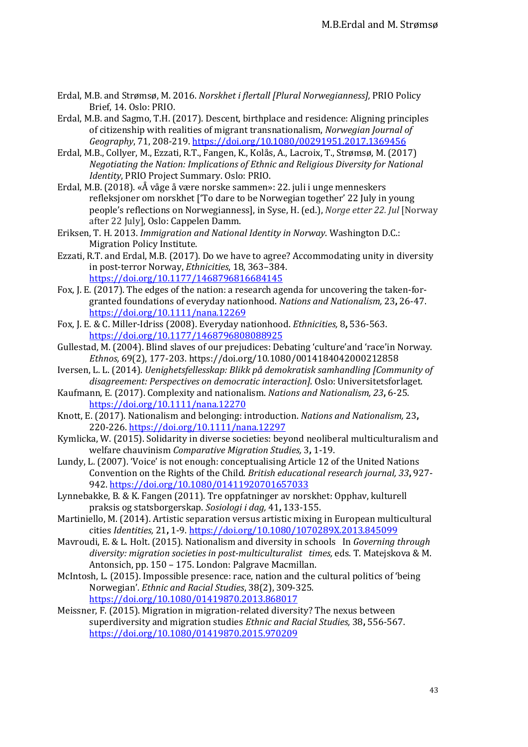Erdal, M.B. and Strømsø, M. 2016. *Norskhet i flertall [Plural Norwegianness],* PRIO Policy Brief, 14. Oslo: PRIO.

Erdal, M.B. and Sagmo, T.H. (2017). Descent, birthplace and residence: Aligning principles of citizenship with realities of migrant transnationalism, *Norwegian Journal of Geography*, 71, 208-219. https://doi.org/10.1080/00291951.2017.1369456

Erdal, M.B., Collyer, M., Ezzati, R.T., Fangen, K., Kolås, A., Lacroix, T., Strømsø, M. (2017) *Negotiating the Nation: Implications of Ethnic and Religious Diversity for National Identity*, PRIO Project Summary. Oslo: PRIO.

Erdal, M.B. (2018). «Å våge å være norske sammen»: 22. juli i unge menneskers refleksjoner om norskhet ['To dare to be Norwegian together' 22 July in young people's reflections on Norwegianness], in Syse, H. (ed.), *Norge etter 22. Jul* [Norway after 22 July], Oslo: Cappelen Damm.

Eriksen, T. H. 2013. *Immigration and National Identity in Norway*. Washington D.C.: Migration Policy Institute.

Ezzati, R.T. and Erdal, M.B. (2017). Do we have to agree? Accommodating unity in diversity in post-terror Norway, *Ethnicities*, 18, 363–384. https://doi.org/10.1177/1468796816684145

Fox, J. E. (2017). The edges of the nation: a research agenda for uncovering the taken-for-granted foundations of everyday nationhood. *Nations and Nationalism,* 23**,** 26-47. https://doi.org/10.1111/nana.12269

Fox, J. E. & C. Miller-Idriss (2008). Everyday nationhood. *Ethnicities,* 8**,** 536-563. https://doi.org/10.1177/1468796808088925

Gullestad, M. (2004). Blind slaves of our prejudices: Debating 'culture'and 'race'in Norway. *Ethnos,* 69(2), 177-203. https://doi.org/10.1080/0014184042000212858

Iversen, L. L. (2014). *Uenighetsfellesskap: Blikk på demokratisk samhandling [Community of disagreement: Perspectives on democratic interaction]*. Oslo: Universitetsforlaget.

Kaufmann, E. (2017). Complexity and nationalism. *Nations and Nationalism, 23***,** 6-25. https://doi.org/10.1111/nana.12270

Knott, E. (2017). Nationalism and belonging: introduction. *Nations and Nationalism,* 23**,** 220-226. https://doi.org/10.1111/nana.12297

Kymlicka, W. (2015). Solidarity in diverse societies: beyond neoliberal multiculturalism and welfare chauvinism *Comparative Migration Studies,* 3**,** 1-19.

Lundy, L. (2007). 'Voice' is not enough: conceptualising Article 12 of the United Nations Convention on the Rights of the Child. *British educational research journal, 33***,** 927-942. https://doi.org/10.1080/01411920701657033

Lynnebakke, B. & K. Fangen (2011). Tre oppfatninger av norskhet: Opphav, kulturell praksis og statsborgerskap. *Sosiologi i dag,* 41**,** 133-155.

Martiniello, M. (2014). Artistic separation versus artistic mixing in European multicultural cities *Identities,* 21**,** 1-9. https://doi.org/10.1080/1070289X.2013.845099

Mavroudi, E. & L. Holt. (2015). Nationalism and diversity in schools In *Governing through diversity: migration societies in post-multiculturalist times,* eds. T. Matejskova & M. Antonsich, pp. 150 – 175. London: Palgrave Macmillan.

McIntosh, L. (2015). Impossible presence: race, nation and the cultural politics of 'being Norwegian'. *Ethnic and Racial Studies*, 38(2), 309-325. https://doi.org/10.1080/01419870.2013.868017

Meissner, F. (2015). Migration in migration-related diversity? The nexus between superdiversity and migration studies *Ethnic and Racial Studies,* 38**,** 556-567. https://doi.org/10.1080/01419870.2015.970209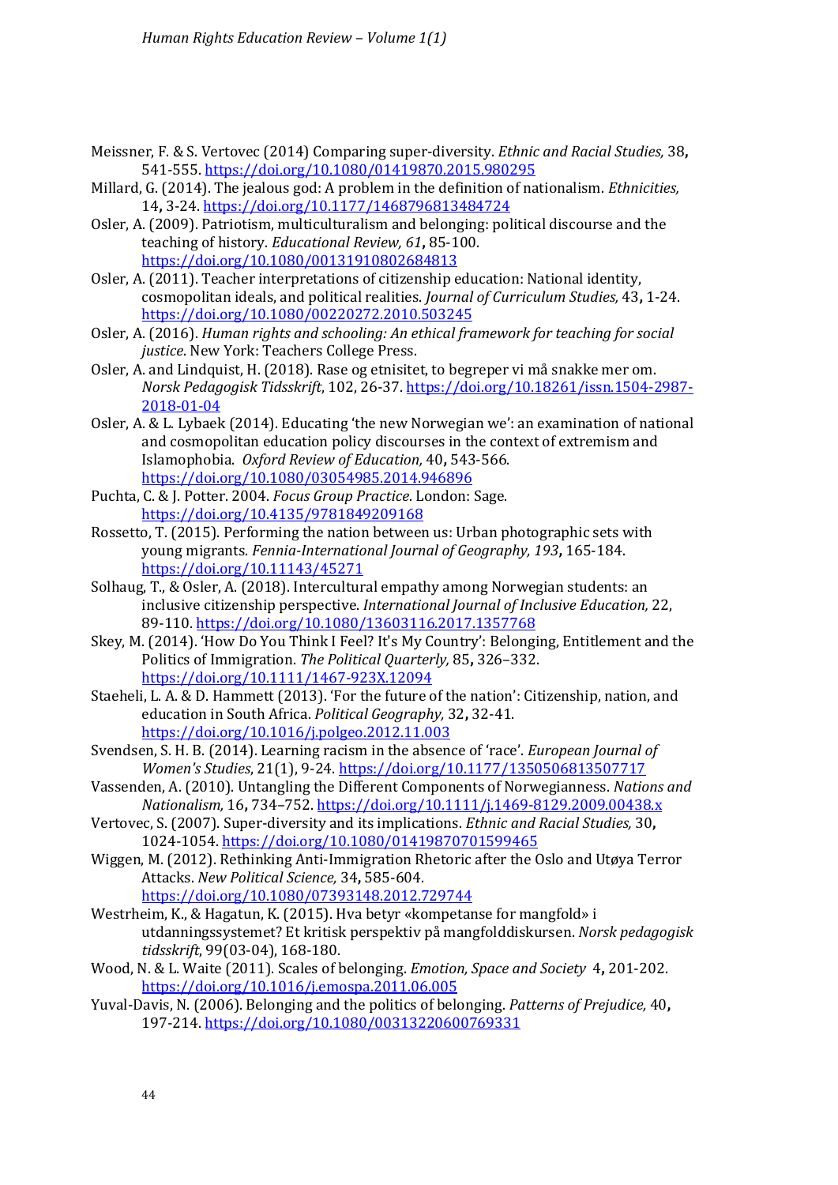Meissner, F. & S. Vertovec (2014) Comparing super-diversity. *Ethnic and Racial Studies,* 38**,** 541-555. https://doi.org/10.1080/01419870.2015.980295

Millard, G. (2014). The jealous god: A problem in the definition of nationalism. *Ethnicities,* 14**,** 3-24. https://doi.org/10.1177/1468796813484724

Osler, A. (2009). Patriotism, multiculturalism and belonging: political discourse and the teaching of history. *Educational Review, 61***,** 85-100. https://doi.org/10.1080/00131910802684813

Osler, A. (2011). Teacher interpretations of citizenship education: National identity, cosmopolitan ideals, and political realities. *Journal of Curriculum Studies,* 43**,** 1-24. https://doi.org/10.1080/00220272.2010.503245

Osler, A. (2016). *Human rights and schooling: An ethical framework for teaching for social justice*. New York: Teachers College Press.

Osler, A. and Lindquist, H. (2018). Rase og etnisitet, to begreper vi må snakke mer om. *Norsk Pedagogisk Tidsskrift*, 102, 26-37. https://doi.org/10.18261/issn.1504-2987-2018-01-04

Osler, A. & L. Lybaek (2014). Educating 'the new Norwegian we': an examination of national and cosmopolitan education policy discourses in the context of extremism and Islamophobia. *Oxford Review of Education,* 40**,** 543-566. https://doi.org/10.1080/03054985.2014.946896

Puchta, C. & J. Potter. 2004. *Focus Group Practice*. London: Sage. https://doi.org/10.4135/9781849209168

Rossetto, T. (2015). Performing the nation between us: Urban photographic sets with young migrants. *Fennia-International Journal of Geography, 193***,** 165-184. https://doi.org/10.11143/45271

Solhaug, T., & Osler, A. (2018). Intercultural empathy among Norwegian students: an inclusive citizenship perspective. *International Journal of Inclusive Education,* 22, 89-110. https://doi.org/10.1080/13603116.2017.1357768

Skey, M. (2014). 'How Do You Think I Feel? It's My Country': Belonging, Entitlement and the Politics of Immigration. *The Political Quarterly,* 85**,** 326–332. https://doi.org/10.1111/1467-923X.12094

Staeheli, L. A. & D. Hammett (2013). 'For the future of the nation': Citizenship, nation, and education in South Africa. *Political Geography,* 32**,** 32-41. https://doi.org/10.1016/j.polgeo.2012.11.003

Svendsen, S. H. B. (2014). Learning racism in the absence of 'race'. *European Journal of Women's Studies*, 21(1), 9-24. https://doi.org/10.1177/1350506813507717

Vassenden, A. (2010). Untangling the Different Components of Norwegianness. *Nations and Nationalism,* 16**,** 734–752. https://doi.org/10.1111/j.1469-8129.2009.00438.x

Vertovec, S. (2007). Super-diversity and its implications. *Ethnic and Racial Studies,* 30**,** 1024-1054. https://doi.org/10.1080/01419870701599465

Wiggen, M. (2012). Rethinking Anti-Immigration Rhetoric after the Oslo and Utøya Terror Attacks. *New Political Science,* 34**,** 585-604. https://doi.org/10.1080/07393148.2012.729744

Westrheim, K., & Hagatun, K. (2015). Hva betyr «kompetanse for mangfold» i utdanningssystemet? Et kritisk perspektiv på mangfolddiskursen. *Norsk pedagogisk tidsskrift*, 99(03-04), 168-180.

Wood, N. & L. Waite (2011). Scales of belonging. *Emotion, Space and Society* 4**,** 201-202. https://doi.org/10.1016/j.emospa.2011.06.005

Yuval-Davis, N. (2006). Belonging and the politics of belonging. *Patterns of Prejudice,* 40**,** 197-214. https://doi.org/10.1080/00313220600769331